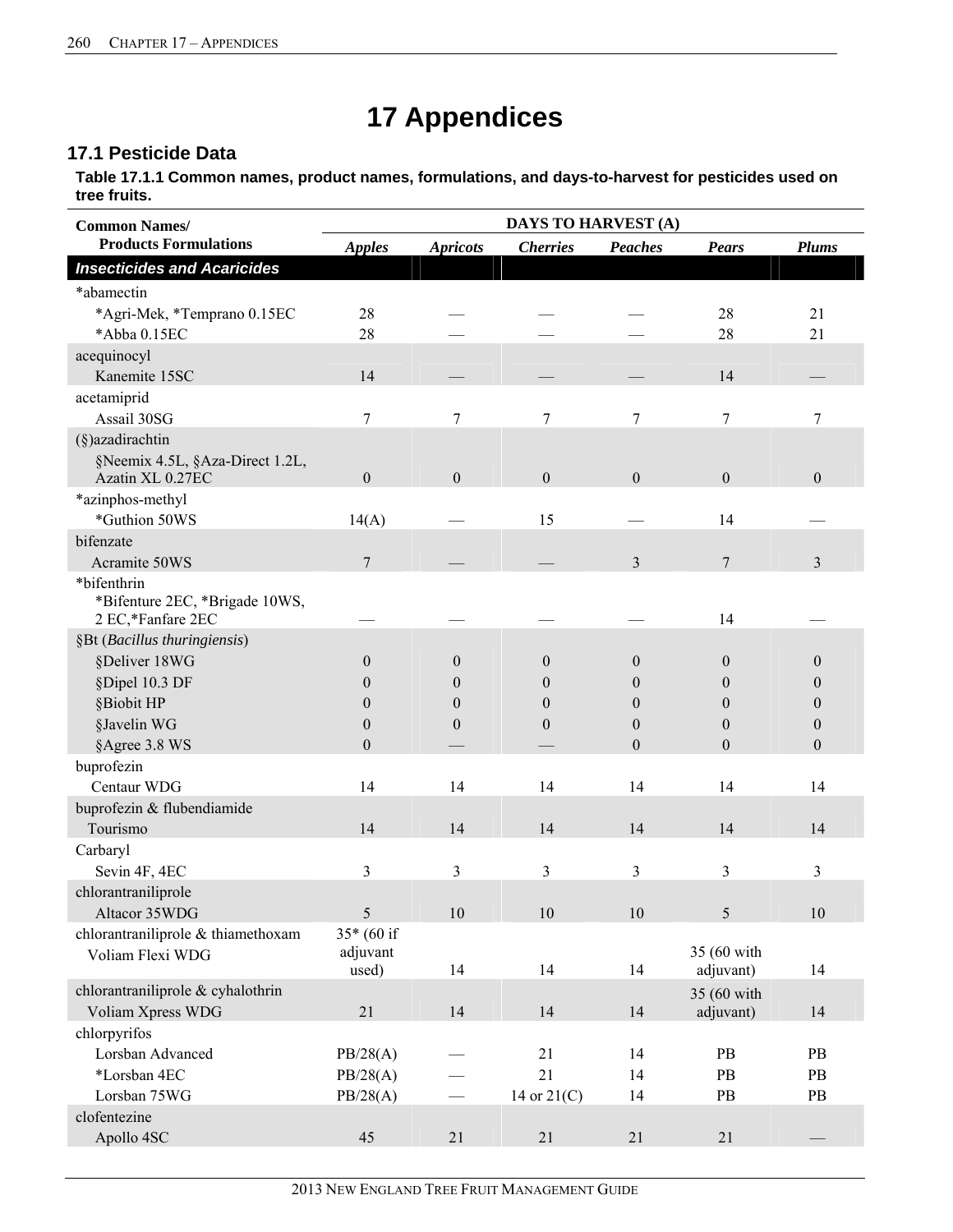# 17 Appendices

## 17.1 Pesticide Data

**Table 17.1.1 Common names, product names, formulations, and days-to-harvest for pesticides used on tree fruits.**

| Common Names/ Products Formulations | DAYS TO HARVEST (A) | | | | | |
|---|---|---|---|---|---|---|
| | *Apples* | *Apricots* | *Cherries* | *Peaches* | *Pears* | *Plums* |
| ***Insecticides and Acaricides*** | | | | | | |
| *abamectin | | | | | | |
| *Agri-Mek, *Temprano 0.15EC | 28 | — | — | — | 28 | 21 |
| *Abba 0.15EC | 28 | — | — | — | 28 | 21 |
| acequinocyl | | | | | | |
| Kanemite 15SC | 14 | — | — | — | 14 | — |
| acetamiprid | | | | | | |
| Assail 30SG | 7 | 7 | 7 | 7 | 7 | 7 |
| (§)azadirachtin | | | | | | |
| §Neemix 4.5L, §Aza-Direct 1.2L, Azatin XL 0.27EC | 0 | 0 | 0 | 0 | 0 | 0 |
| *azinphos-methyl | | | | | | |
| *Guthion 50WS | 14(A) | — | 15 | — | 14 | — |
| bifenzate | | | | | | |
| Acramite 50WS | 7 | — | — | 3 | 7 | 3 |
| *bifenthrin | | | | | | |
| *Bifenture 2EC, *Brigade 10WS, 2 EC,*Fanfare 2EC | — | — | — | — | 14 | — |
| §Bt (*Bacillus thuringiensis*) | | | | | | |
| §Deliver 18WG | 0 | 0 | 0 | 0 | 0 | 0 |
| §Dipel 10.3 DF | 0 | 0 | 0 | 0 | 0 | 0 |
| §Biobit HP | 0 | 0 | 0 | 0 | 0 | 0 |
| §Javelin WG | 0 | 0 | 0 | 0 | 0 | 0 |
| §Agree 3.8 WS | 0 | — | — | 0 | 0 | 0 |
| buprofezin | | | | | | |
| Centaur WDG | 14 | 14 | 14 | 14 | 14 | 14 |
| buprofezin & flubendiamide | | | | | | |
| Tourismo | 14 | 14 | 14 | 14 | 14 | 14 |
| Carbaryl | | | | | | |
| Sevin 4F, 4EC | 3 | 3 | 3 | 3 | 3 | 3 |
| chlorantraniliprole | | | | | | |
| Altacor 35WDG | 5 | 10 | 10 | 10 | 5 | 10 |
| chlorantraniliprole & thiamethoxam | | | | | | |
| Voliam Flexi WDG | 35* (60 if adjuvant used) | 14 | 14 | 14 | 35 (60 with adjuvant) | 14 |
| chlorantraniliprole & cyhalothrin | | | | | | |
| Voliam Xpress WDG | 21 | 14 | 14 | 14 | 35 (60 with adjuvant) | 14 |
| chlorpyrifos | | | | | | |
| Lorsban Advanced | PB/28(A) | — | 21 | 14 | PB | PB |
| *Lorsban 4EC | PB/28(A) | — | 21 | 14 | PB | PB |
| Lorsban 75WG | PB/28(A) | — | 14 or 21(C) | 14 | PB | PB |
| clofentezine | | | | | | |
| Apollo 4SC | 45 | 21 | 21 | 21 | 21 | — |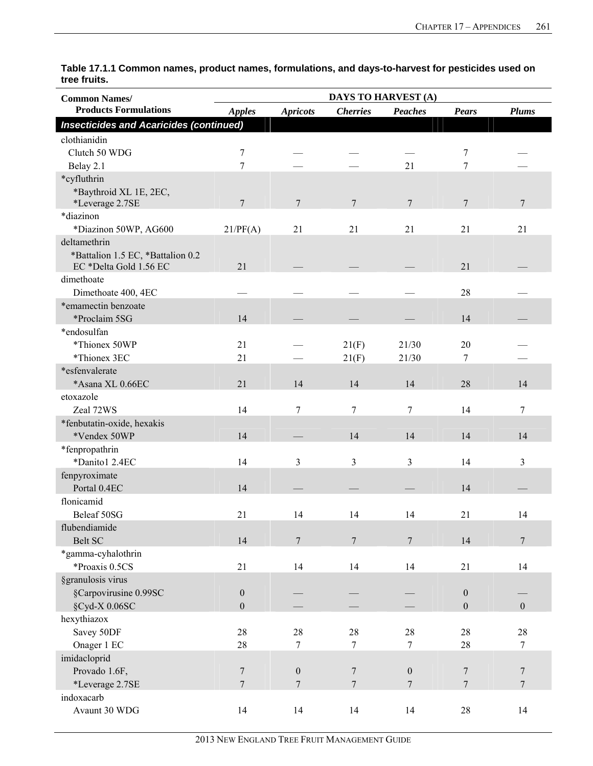**Table 17.1.1 Common names, product names, formulations, and days-to-harvest for pesticides used on tree fruits.**

| Common Names/ Products Formulations | DAYS TO HARVEST (A) | | | | | |
|---|---|---|---|---|---|---|
| | *Apples* | *Apricots* | *Cherries* | *Peaches* | *Pears* | *Plums* |
| ***Insecticides and Acaricides (continued)*** | | | | | | |
| clothianidin | | | | | | |
| Clutch 50 WDG | 7 | — | — | — | 7 | — |
| Belay 2.1 | 7 | — | — | 21 | 7 | — |
| *cyfluthrin | | | | | | |
| *Baythroid XL 1E, 2EC, *Leverage 2.7SE | 7 | 7 | 7 | 7 | 7 | 7 |
| *diazinon | | | | | | |
| *Diazinon 50WP, AG600 | 21/PF(A) | 21 | 21 | 21 | 21 | 21 |
| deltamethrin | | | | | | |
| *Battalion 1.5 EC, *Battalion 0.2 EC *Delta Gold 1.56 EC | 21 | — | — | — | 21 | — |
| dimethoate | | | | | | |
| Dimethoate 400, 4EC | — | — | — | — | 28 | — |
| *emamectin benzoate | | | | | | |
| *Proclaim 5SG | 14 | — | — | — | 14 | — |
| *endosulfan | | | | | | |
| *Thionex 50WP | 21 | — | 21(F) | 21/30 | 20 | — |
| *Thionex 3EC | 21 | — | 21(F) | 21/30 | 7 | — |
| *esfenvalerate | | | | | | |
| *Asana XL 0.66EC | 21 | 14 | 14 | 14 | 28 | 14 |
| etoxazole | | | | | | |
| Zeal 72WS | 14 | 7 | 7 | 7 | 14 | 7 |
| *fenbutatin-oxide, hexakis | | | | | | |
| *Vendex 50WP | 14 | — | 14 | 14 | 14 | 14 |
| *fenpropathrin | | | | | | |
| *Danitol 2.4EC | 14 | 3 | 3 | 3 | 14 | 3 |
| fenpyroximate | | | | | | |
| Portal 0.4EC | 14 | — | — | — | 14 | — |
| flonicamid | | | | | | |
| Beleaf 50SG | 21 | 14 | 14 | 14 | 21 | 14 |
| flubendiamide | | | | | | |
| Belt SC | 14 | 7 | 7 | 7 | 14 | 7 |
| *gamma-cyhalothrin | | | | | | |
| *Proaxis 0.5CS | 21 | 14 | 14 | 14 | 21 | 14 |
| §granulosis virus | | | | | | |
| §Carpovirusine 0.99SC | 0 | — | — | — | 0 | — |
| §Cyd-X 0.06SC | 0 | — | — | — | 0 | 0 |
| hexythiazox | | | | | | |
| Savey 50DF | 28 | 28 | 28 | 28 | 28 | 28 |
| Onager 1 EC | 28 | 7 | 7 | 7 | 28 | 7 |
| imidacloprid | | | | | | |
| Provado 1.6F, | 7 | 0 | 7 | 0 | 7 | 7 |
| *Leverage 2.7SE | 7 | 7 | 7 | 7 | 7 | 7 |
| indoxacarb | | | | | | |
| Avaunt 30 WDG | 14 | 14 | 14 | 14 | 28 | 14 |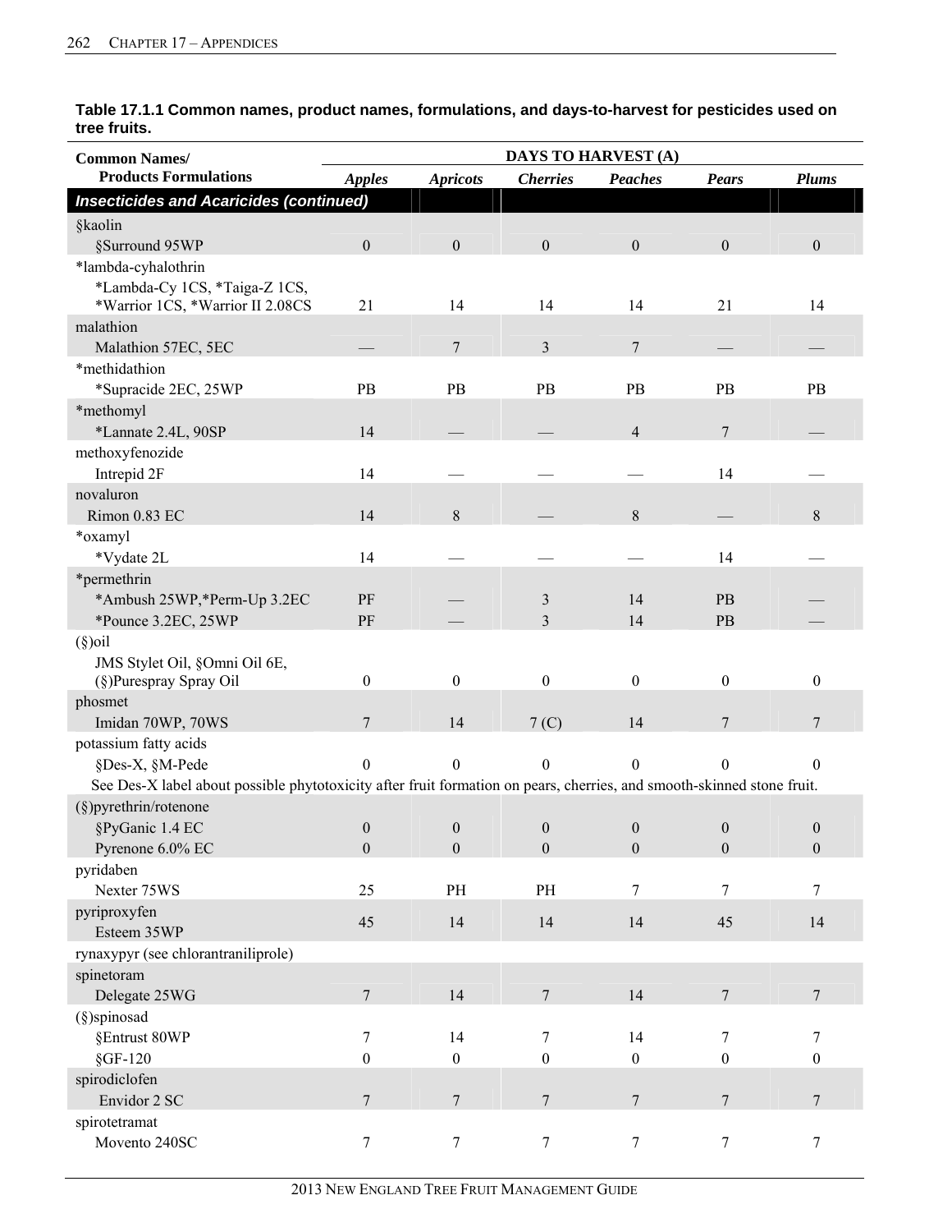**Table 17.1.1 Common names, product names, formulations, and days-to-harvest for pesticides used on tree fruits.**

| Common Names/ Products Formulations | DAYS TO HARVEST (A) | | | | | |
|---|---|---|---|---|---|---|
| | *Apples* | *Apricots* | *Cherries* | *Peaches* | *Pears* | *Plums* |
| ***Insecticides and Acaricides (continued)*** | | | | | | |
| §kaolin | | | | | | |
| §Surround 95WP | 0 | 0 | 0 | 0 | 0 | 0 |
| *lambda-cyhalothrin | | | | | | |
| *Lambda-Cy 1CS, *Taiga-Z 1CS, *Warrior 1CS, *Warrior II 2.08CS | 21 | 14 | 14 | 14 | 21 | 14 |
| malathion | | | | | | |
| Malathion 57EC, 5EC | — | 7 | 3 | 7 | — | — |
| *methidathion | | | | | | |
| *Supracide 2EC, 25WP | PB | PB | PB | PB | PB | PB |
| *methomyl | | | | | | |
| *Lannate 2.4L, 90SP | 14 | — | — | 4 | 7 | — |
| methoxyfenozide | | | | | | |
| Intrepid 2F | 14 | — | — | — | 14 | — |
| novaluron | | | | | | |
| Rimon 0.83 EC | 14 | 8 | — | 8 | — | 8 |
| *oxamyl | | | | | | |
| *Vydate 2L | 14 | — | — | — | 14 | — |
| *permethrin | | | | | | |
| *Ambush 25WP,*Perm-Up 3.2EC | PF | — | 3 | 14 | PB | — |
| *Pounce 3.2EC, 25WP | PF | — | 3 | 14 | PB | — |
| (§)oil | | | | | | |
| JMS Stylet Oil, §Omni Oil 6E, (§)Purespray Spray Oil | 0 | 0 | 0 | 0 | 0 | 0 |
| phosmet | | | | | | |
| Imidan 70WP, 70WS | 7 | 14 | 7 (C) | 14 | 7 | 7 |
| potassium fatty acids | | | | | | |
| §Des-X, §M-Pede | 0 | 0 | 0 | 0 | 0 | 0 |
| See Des-X label about possible phytotoxicity after fruit formation on pears, cherries, and smooth-skinned stone fruit. | | | | | | |
| (§)pyrethrin/rotenone | | | | | | |
| §PyGanic 1.4 EC | 0 | 0 | 0 | 0 | 0 | 0 |
| Pyrenone 6.0% EC | 0 | 0 | 0 | 0 | 0 | 0 |
| pyridaben | | | | | | |
| Nexter 75WS | 25 | PH | PH | 7 | 7 | 7 |
| pyriproxyfen | | | | | | |
| Esteem 35WP | 45 | 14 | 14 | 14 | 45 | 14 |
| rynaxypyr (see chlorantraniliprole) | | | | | | |
| spinetoram | | | | | | |
| Delegate 25WG | 7 | 14 | 7 | 14 | 7 | 7 |
| (§)spinosad | | | | | | |
| §Entrust 80WP | 7 | 14 | 7 | 14 | 7 | 7 |
| §GF-120 | 0 | 0 | 0 | 0 | 0 | 0 |
| spirodiclofen | | | | | | |
| Envidor 2 SC | 7 | 7 | 7 | 7 | 7 | 7 |
| spirotetramat | | | | | | |
| Movento 240SC | 7 | 7 | 7 | 7 | 7 | 7 |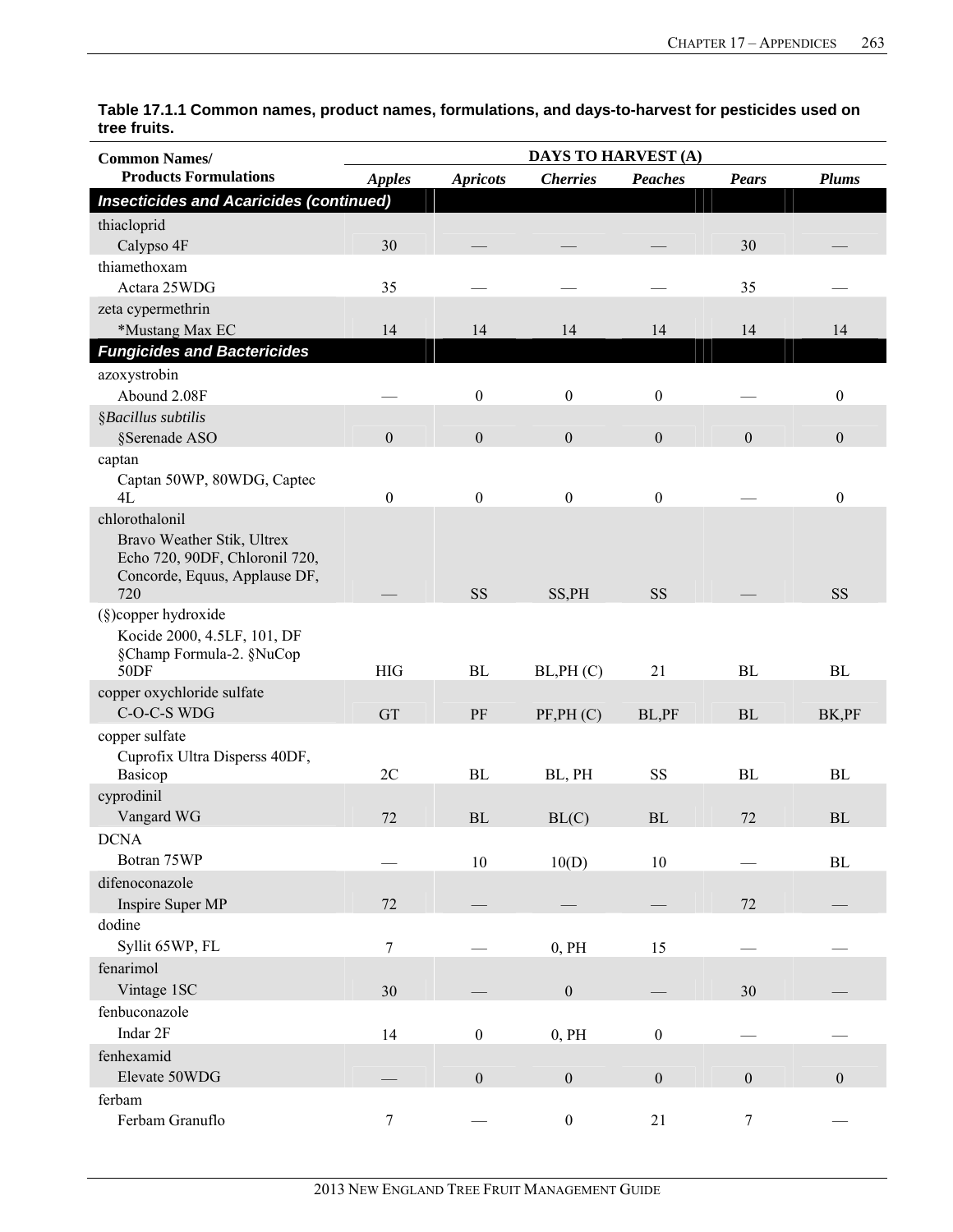**Table 17.1.1 Common names, product names, formulations, and days-to-harvest for pesticides used on tree fruits.**

| Common Names/ Products Formulations | DAYS TO HARVEST (A) | | | | | |
|---|---|---|---|---|---|---|
| | *Apples* | *Apricots* | *Cherries* | *Peaches* | *Pears* | *Plums* |
| ***Insecticides and Acaricides (continued)*** | | | | | | |
| thiacloprid | | | | | | |
| Calypso 4F | 30 | — | — | — | 30 | — |
| thiamethoxam | | | | | | |
| Actara 25WDG | 35 | — | — | — | 35 | — |
| zeta cypermethrin | | | | | | |
| *Mustang Max EC | 14 | 14 | 14 | 14 | 14 | 14 |
| ***Fungicides and Bactericides*** | | | | | | |
| azoxystrobin | | | | | | |
| Abound 2.08F | — | 0 | 0 | 0 | — | 0 |
| §*Bacillus subtilis* | | | | | | |
| §Serenade ASO | 0 | 0 | 0 | 0 | 0 | 0 |
| captan | | | | | | |
| Captan 50WP, 80WDG, Captec 4L | 0 | 0 | 0 | 0 | — | 0 |
| chlorothalonil | | | | | | |
| Bravo Weather Stik, Ultrex Echo 720, 90DF, Chloronil 720, Concorde, Equus, Applause DF, 720 | — | SS | SS,PH | SS | — | SS |
| (§)copper hydroxide | | | | | | |
| Kocide 2000, 4.5LF, 101, DF §Champ Formula-2. §NuCop 50DF | HIG | BL | BL,PH (C) | 21 | BL | BL |
| copper oxychloride sulfate | | | | | | |
| C-O-C-S WDG | GT | PF | PF,PH (C) | BL,PF | BL | BK,PF |
| copper sulfate | | | | | | |
| Cuprofix Ultra Disperss 40DF, Basicop | 2C | BL | BL, PH | SS | BL | BL |
| cyprodinil | | | | | | |
| Vangard WG | 72 | BL | BL(C) | BL | 72 | BL |
| DCNA | | | | | | |
| Botran 75WP | — | 10 | 10(D) | 10 | — | BL |
| difenoconazole | | | | | | |
| Inspire Super MP | 72 | — | — | — | 72 | — |
| dodine | | | | | | |
| Syllit 65WP, FL | 7 | — | 0, PH | 15 | — | — |
| fenarimol | | | | | | |
| Vintage 1SC | 30 | — | 0 | — | 30 | — |
| fenbuconazole | | | | | | |
| Indar 2F | 14 | 0 | 0, PH | 0 | — | — |
| fenhexamid | | | | | | |
| Elevate 50WDG | — | 0 | 0 | 0 | 0 | 0 |
| ferbam | | | | | | |
| Ferbam Granuflo | 7 | — | 0 | 21 | 7 | — |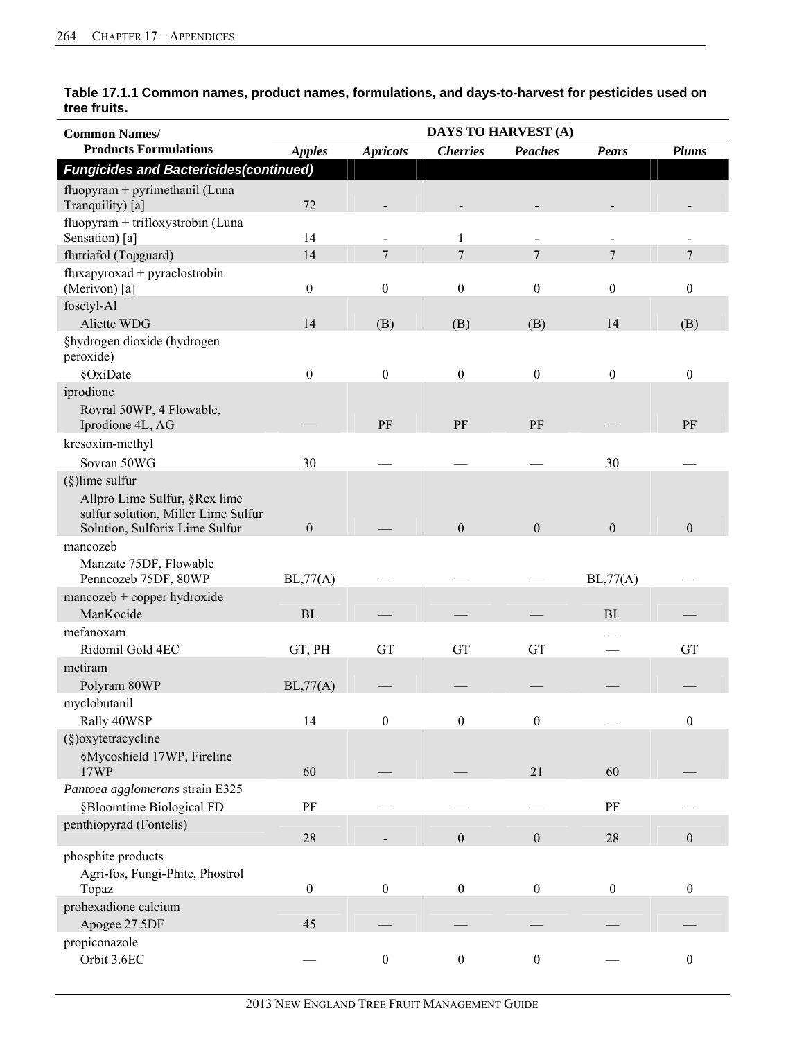**Table 17.1.1 Common names, product names, formulations, and days-to-harvest for pesticides used on tree fruits.**

| Common Names/ Products Formulations | DAYS TO HARVEST (A) | | | | | |
|---|---|---|---|---|---|---|
| | *Apples* | *Apricots* | *Cherries* | *Peaches* | *Pears* | *Plums* |
| ***Fungicides and Bactericides(continued)*** | | | | | | |
| fluopyram + pyrimethanil (Luna Tranquility) [a] | 72 | - | - | - | - | - |
| fluopyram + trifloxystrobin (Luna Sensation) [a] | 14 | - | 1 | - | - | - |
| flutriafol (Topguard) | 14 | 7 | 7 | 7 | 7 | 7 |
| fluxapyroxad + pyraclostrobin (Merivon) [a] | 0 | 0 | 0 | 0 | 0 | 0 |
| fosetyl-Al | | | | | | |
| Aliette WDG | 14 | (B) | (B) | (B) | 14 | (B) |
| §hydrogen dioxide (hydrogen peroxide) | | | | | | |
| §OxiDate | 0 | 0 | 0 | 0 | 0 | 0 |
| iprodione | | | | | | |
| Rovral 50WP, 4 Flowable, Iprodione 4L, AG | — | PF | PF | PF | — | PF |
| kresoxim-methyl | | | | | | |
| Sovran 50WG | 30 | — | — | — | 30 | — |
| (§)lime sulfur | | | | | | |
| Allpro Lime Sulfur, §Rex lime sulfur solution, Miller Lime Sulfur Solution, Sulforix Lime Sulfur | 0 | — | 0 | 0 | 0 | 0 |
| mancozeb | | | | | | |
| Manzate 75DF, Flowable Penncozeb 75DF, 80WP | BL,77(A) | — | — | — | BL,77(A) | — |
| mancozeb + copper hydroxide | | | | | | |
| ManKocide | BL | — | — | — | BL | — |
| mefanoxam | | | | | — | |
| Ridomil Gold 4EC | GT, PH | GT | GT | GT | — | GT |
| metiram | | | | | | |
| Polyram 80WP | BL,77(A) | — | — | — | — | — |
| myclobutanil | | | | | | |
| Rally 40WSP | 14 | 0 | 0 | 0 | — | 0 |
| (§)oxytetracycline | | | | | | |
| §Mycoshield 17WP, Fireline 17WP | 60 | — | — | 21 | 60 | — |
| *Pantoea agglomerans* strain E325 | | | | | | |
| §Bloomtime Biological FD | PF | — | — | — | PF | — |
| penthiopyrad (Fontelis) | 28 | - | 0 | 0 | 28 | 0 |
| phosphite products | | | | | | |
| Agri-fos, Fungi-Phite, Phostrol Topaz | 0 | 0 | 0 | 0 | 0 | 0 |
| prohexadione calcium | | | | | | |
| Apogee 27.5DF | 45 | — | — | — | — | — |
| propiconazole | | | | | | |
| Orbit 3.6EC | — | 0 | 0 | 0 | — | 0 |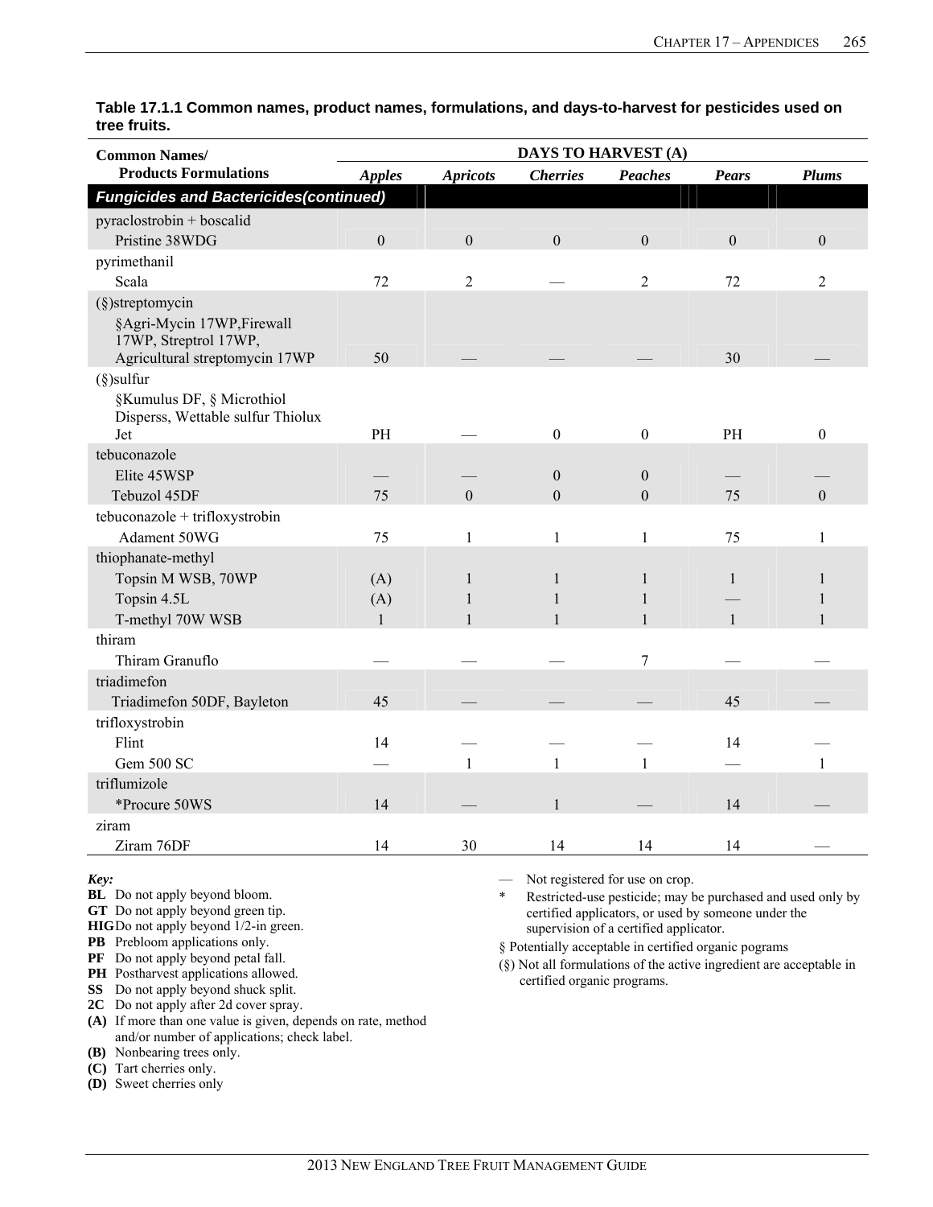**Table 17.1.1 Common names, product names, formulations, and days-to-harvest for pesticides used on tree fruits.**

| Common Names/ Products Formulations | DAYS TO HARVEST (A) | | | | | |
|---|---|---|---|---|---|---|
| | *Apples* | *Apricots* | *Cherries* | *Peaches* | *Pears* | *Plums* |
| ***Fungicides and Bactericides(continued)*** | | | | | | |
| pyraclostrobin + boscalid | | | | | | |
| Pristine 38WDG | 0 | 0 | 0 | 0 | 0 | 0 |
| pyrimethanil | | | | | | |
| Scala | 72 | 2 | — | 2 | 72 | 2 |
| (§)streptomycin | | | | | | |
| §Agri-Mycin 17WP,Firewall 17WP, Streptrol 17WP, Agricultural streptomycin 17WP | 50 | — | — | — | 30 | — |
| (§)sulfur | | | | | | |
| §Kumulus DF, § Microthiol Disperss, Wettable sulfur Thiolux Jet | PH | — | 0 | 0 | PH | 0 |
| tebuconazole | | | | | | |
| Elite 45WSP | — | — | 0 | 0 | — | — |
| Tebuzol 45DF | 75 | 0 | 0 | 0 | 75 | 0 |
| tebuconazole + trifloxystrobin | | | | | | |
| Adament 50WG | 75 | 1 | 1 | 1 | 75 | 1 |
| thiophanate-methyl | | | | | | |
| Topsin M WSB, 70WP | (A) | 1 | 1 | 1 | 1 | 1 |
| Topsin 4.5L | (A) | 1 | 1 | 1 | — | 1 |
| T-methyl 70W WSB | 1 | 1 | 1 | 1 | 1 | 1 |
| thiram | | | | | | |
| Thiram Granuflo | — | — | — | 7 | — | — |
| triadimefon | | | | | | |
| Triadimefon 50DF, Bayleton | 45 | — | — | — | 45 | — |
| trifloxystrobin | | | | | | |
| Flint | 14 | — | — | — | 14 | — |
| Gem 500 SC | — | 1 | 1 | 1 | — | 1 |
| triflumizole | | | | | | |
| *Procure 50WS | 14 | — | 1 | — | 14 | — |
| ziram | | | | | | |
| Ziram 76DF | 14 | 30 | 14 | 14 | 14 | — |

*Key:*

**BL** Do not apply beyond bloom.
**GT** Do not apply beyond green tip.
**HIG** Do not apply beyond 1/2-in green.
**PB** Prebloom applications only.
**PF** Do not apply beyond petal fall.
**PH** Postharvest applications allowed.
**SS** Do not apply beyond shuck split.
**2C** Do not apply after 2d cover spray.
**(A)** If more than one value is given, depends on rate, method and/or number of applications; check label.
**(B)** Nonbearing trees only.
**(C)** Tart cherries only.
**(D)** Sweet cherries only

— Not registered for use on crop.
* Restricted-use pesticide; may be purchased and used only by certified applicators, or used by someone under the supervision of a certified applicator.
§ Potentially acceptable in certified organic pograms
(§) Not all formulations of the active ingredient are acceptable in certified organic programs.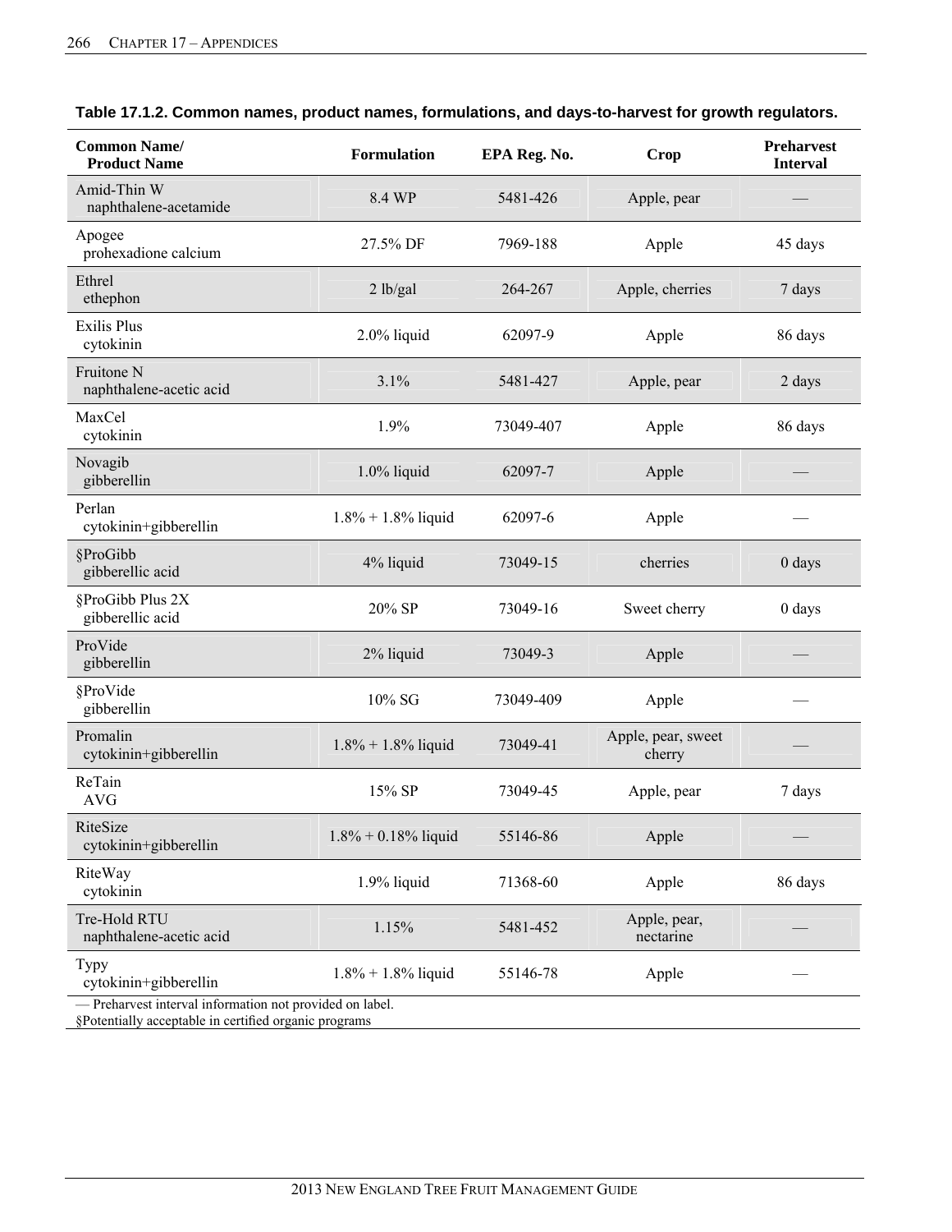**Table 17.1.2. Common names, product names, formulations, and days-to-harvest for growth regulators.**

| Common Name/ Product Name | Formulation | EPA Reg. No. | Crop | Preharvest Interval |
|---|---|---|---|---|
| Amid-Thin W naphthalene-acetamide | 8.4 WP | 5481-426 | Apple, pear | — |
| Apogee prohexadione calcium | 27.5% DF | 7969-188 | Apple | 45 days |
| Ethrel ethephon | 2 lb/gal | 264-267 | Apple, cherries | 7 days |
| Exilis Plus cytokinin | 2.0% liquid | 62097-9 | Apple | 86 days |
| Fruitone N naphthalene-acetic acid | 3.1% | 5481-427 | Apple, pear | 2 days |
| MaxCel cytokinin | 1.9% | 73049-407 | Apple | 86 days |
| Novagib gibberellin | 1.0% liquid | 62097-7 | Apple | — |
| Perlan cytokinin+gibberellin | 1.8% + 1.8% liquid | 62097-6 | Apple | — |
| §ProGibb gibberellic acid | 4% liquid | 73049-15 | cherries | 0 days |
| §ProGibb Plus 2X gibberellic acid | 20% SP | 73049-16 | Sweet cherry | 0 days |
| ProVide gibberellin | 2% liquid | 73049-3 | Apple | — |
| §ProVide gibberellin | 10% SG | 73049-409 | Apple | — |
| Promalin cytokinin+gibberellin | 1.8% + 1.8% liquid | 73049-41 | Apple, pear, sweet cherry | — |
| ReTain AVG | 15% SP | 73049-45 | Apple, pear | 7 days |
| RiteSize cytokinin+gibberellin | 1.8% + 0.18% liquid | 55146-86 | Apple | — |
| RiteWay cytokinin | 1.9% liquid | 71368-60 | Apple | 86 days |
| Tre-Hold RTU naphthalene-acetic acid | 1.15% | 5481-452 | Apple, pear, nectarine | — |
| Typy cytokinin+gibberellin | 1.8% + 1.8% liquid | 55146-78 | Apple | — |

— Preharvest interval information not provided on label.
§Potentially acceptable in certified organic programs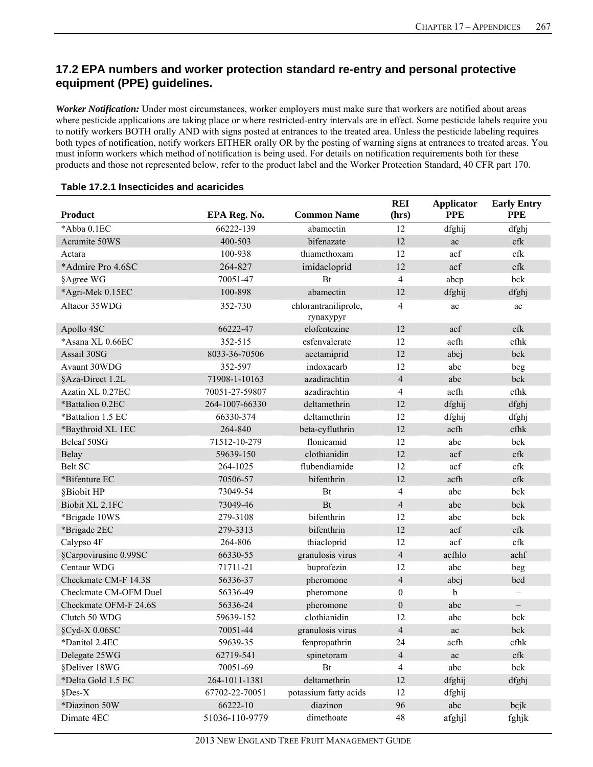## 17.2 EPA numbers and worker protection standard re-entry and personal protective equipment (PPE) guidelines.

***Worker Notification:*** Under most circumstances, worker employers must make sure that workers are notified about areas where pesticide applications are taking place or where restricted-entry intervals are in effect. Some pesticide labels require you to notify workers BOTH orally AND with signs posted at entrances to the treated area. Unless the pesticide labeling requires both types of notification, notify workers EITHER orally OR by the posting of warning signs at entrances to treated areas. You must inform workers which method of notification is being used. For details on notification requirements both for these products and those not represented below, refer to the product label and the Worker Protection Standard, 40 CFR part 170.

**Table 17.2.1 Insecticides and acaricides**

| Product | EPA Reg. No. | Common Name | REI (hrs) | Applicator PPE | Early Entry PPE |
|---|---|---|---|---|---|
| *Abba 0.1EC | 66222-139 | abamectin | 12 | dfghij | dfghj |
| Acramite 50WS | 400-503 | bifenazate | 12 | ac | cfk |
| Actara | 100-938 | thiamethoxam | 12 | acf | cfk |
| *Admire Pro 4.6SC | 264-827 | imidacloprid | 12 | acf | cfk |
| §Agree WG | 70051-47 | Bt | 4 | abcp | bck |
| *Agri-Mek 0.15EC | 100-898 | abamectin | 12 | dfghij | dfghj |
| Altacor 35WDG | 352-730 | chlorantraniliprole, rynaxypyr | 4 | ac | ac |
| Apollo 4SC | 66222-47 | clofentezine | 12 | acf | cfk |
| *Asana XL 0.66EC | 352-515 | esfenvalerate | 12 | acfh | cfhk |
| Assail 30SG | 8033-36-70506 | acetamiprid | 12 | abcj | bck |
| Avaunt 30WDG | 352-597 | indoxacarb | 12 | abc | beg |
| §Aza-Direct 1.2L | 71908-1-10163 | azadirachtin | 4 | abc | bck |
| Azatin XL 0.27EC | 70051-27-59807 | azadirachtin | 4 | acfh | cfhk |
| *Battalion 0.2EC | 264-1007-66330 | deltamethrin | 12 | dfghij | dfghj |
| *Battalion 1.5 EC | 66330-374 | deltamethrin | 12 | dfghij | dfghj |
| *Baythroid XL 1EC | 264-840 | beta-cyfluthrin | 12 | acfh | cfhk |
| Beleaf 50SG | 71512-10-279 | flonicamid | 12 | abc | bck |
| Belay | 59639-150 | clothianidin | 12 | acf | cfk |
| Belt SC | 264-1025 | flubendiamide | 12 | acf | cfk |
| *Bifenture EC | 70506-57 | bifenthrin | 12 | acfh | cfk |
| §Biobit HP | 73049-54 | Bt | 4 | abc | bck |
| Biobit XL 2.1FC | 73049-46 | Bt | 4 | abc | bck |
| *Brigade 10WS | 279-3108 | bifenthrin | 12 | abc | bck |
| *Brigade 2EC | 279-3313 | bifenthrin | 12 | acf | cfk |
| Calypso 4F | 264-806 | thiacloprid | 12 | acf | cfk |
| §Carpovirusine 0.99SC | 66330-55 | granulosis virus | 4 | acfhlo | achf |
| Centaur WDG | 71711-21 | buprofezin | 12 | abc | beg |
| Checkmate CM-F 14.3S | 56336-37 | pheromone | 4 | abcj | bcd |
| Checkmate CM-OFM Duel | 56336-49 | pheromone | 0 | b | – |
| Checkmate OFM-F 24.6S | 56336-24 | pheromone | 0 | abc | – |
| Clutch 50 WDG | 59639-152 | clothianidin | 12 | abc | bck |
| §Cyd-X 0.06SC | 70051-44 | granulosis virus | 4 | ac | bck |
| *Danitol 2.4EC | 59639-35 | fenpropathrin | 24 | acfh | cfhk |
| Delegate 25WG | 62719-541 | spinetoram | 4 | ac | cfk |
| §Deliver 18WG | 70051-69 | Bt | 4 | abc | bck |
| *Delta Gold 1.5 EC | 264-1011-1381 | deltamethrin | 12 | dfghij | dfghj |
| §Des-X | 67702-22-70051 | potassium fatty acids | 12 | dfghij | |
| *Diazinon 50W | 66222-10 | diazinon | 96 | abc | bcjk |
| Dimate 4EC | 51036-110-9779 | dimethoate | 48 | afghjl | fghjk |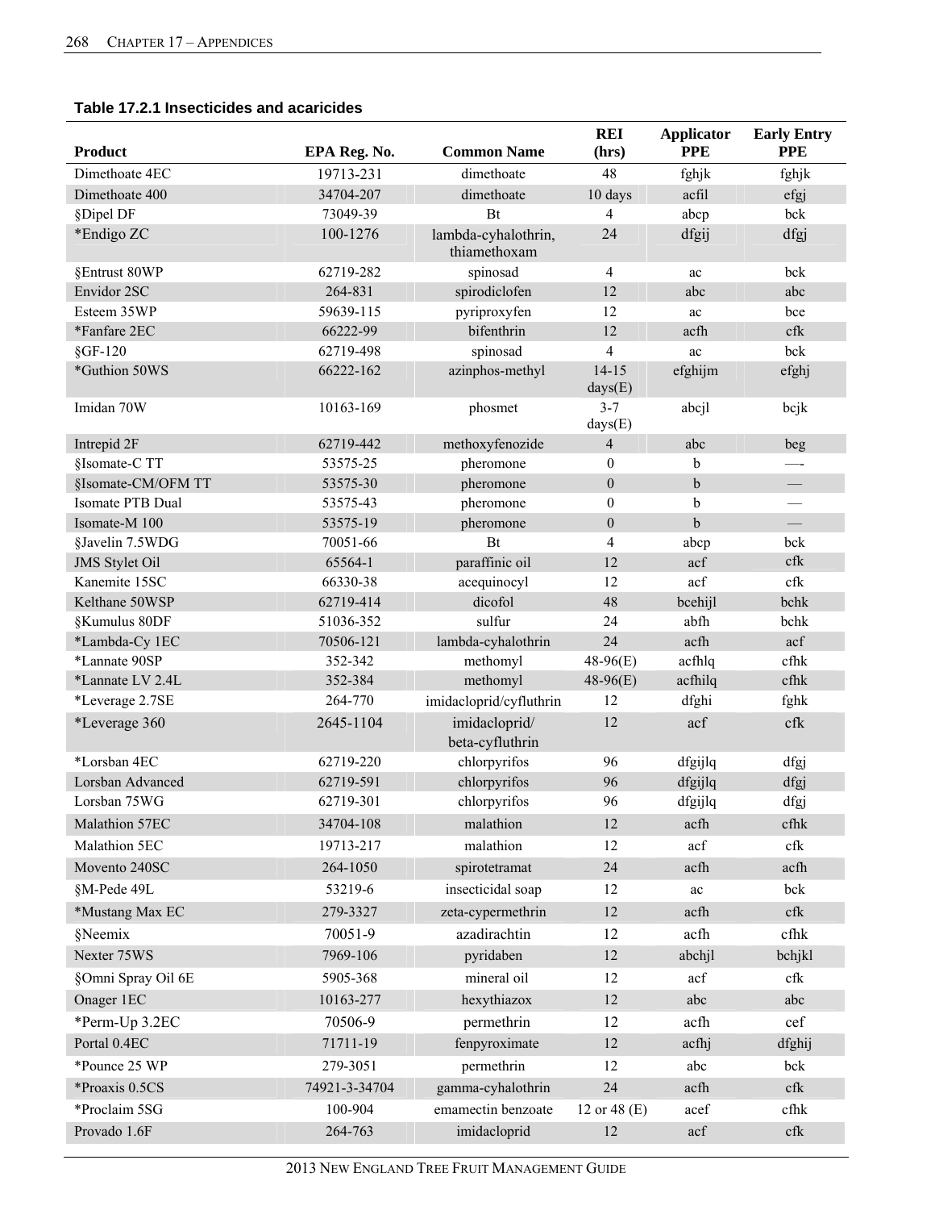**Table 17.2.1 Insecticides and acaricides**

| Product | EPA Reg. No. | Common Name | REI (hrs) | Applicator PPE | Early Entry PPE |
|---|---|---|---|---|---|
| Dimethoate 4EC | 19713-231 | dimethoate | 48 | fghjk | fghjk |
| Dimethoate 400 | 34704-207 | dimethoate | 10 days | acfil | efgj |
| §Dipel DF | 73049-39 | Bt | 4 | abcp | bck |
| *Endigo ZC | 100-1276 | lambda-cyhalothrin, thiamethoxam | 24 | dfgij | dfgj |
| §Entrust 80WP | 62719-282 | spinosad | 4 | ac | bck |
| Envidor 2SC | 264-831 | spirodiclofen | 12 | abc | abc |
| Esteem 35WP | 59639-115 | pyriproxyfen | 12 | ac | bce |
| *Fanfare 2EC | 66222-99 | bifenthrin | 12 | acfh | cfk |
| §GF-120 | 62719-498 | spinosad | 4 | ac | bck |
| *Guthion 50WS | 66222-162 | azinphos-methyl | 14-15 days(E) | efghijm | efghj |
| Imidan 70W | 10163-169 | phosmet | 3-7 days(E) | abcjl | bcjk |
| Intrepid 2F | 62719-442 | methoxyfenozide | 4 | abc | beg |
| §Isomate-C TT | 53575-25 | pheromone | 0 | b | —- |
| §Isomate-CM/OFM TT | 53575-30 | pheromone | 0 | b | — |
| Isomate PTB Dual | 53575-43 | pheromone | 0 | b | — |
| Isomate-M 100 | 53575-19 | pheromone | 0 | b | — |
| §Javelin 7.5WDG | 70051-66 | Bt | 4 | abcp | bck |
| JMS Stylet Oil | 65564-1 | paraffinic oil | 12 | acf | cfk |
| Kanemite 15SC | 66330-38 | acequinocyl | 12 | acf | cfk |
| Kelthane 50WSP | 62719-414 | dicofol | 48 | bcehijl | bchk |
| §Kumulus 80DF | 51036-352 | sulfur | 24 | abfh | bchk |
| *Lambda-Cy 1EC | 70506-121 | lambda-cyhalothrin | 24 | acfh | acf |
| *Lannate 90SP | 352-342 | methomyl | 48-96(E) | acfhlq | cfhk |
| *Lannate LV 2.4L | 352-384 | methomyl | 48-96(E) | acfhilq | cfhk |
| *Leverage 2.7SE | 264-770 | imidacloprid/cyfluthrin | 12 | dfghi | fghk |
| *Leverage 360 | 2645-1104 | imidacloprid/ beta-cyfluthrin | 12 | acf | cfk |
| *Lorsban 4EC | 62719-220 | chlorpyrifos | 96 | dfgijlq | dfgj |
| Lorsban Advanced | 62719-591 | chlorpyrifos | 96 | dfgijlq | dfgj |
| Lorsban 75WG | 62719-301 | chlorpyrifos | 96 | dfgijlq | dfgj |
| Malathion 57EC | 34704-108 | malathion | 12 | acfh | cfhk |
| Malathion 5EC | 19713-217 | malathion | 12 | acf | cfk |
| Movento 240SC | 264-1050 | spirotetramat | 24 | acfh | acfh |
| §M-Pede 49L | 53219-6 | insecticidal soap | 12 | ac | bck |
| *Mustang Max EC | 279-3327 | zeta-cypermethrin | 12 | acfh | cfk |
| §Neemix | 70051-9 | azadirachtin | 12 | acfh | cfhk |
| Nexter 75WS | 7969-106 | pyridaben | 12 | abchjl | bchjkl |
| §Omni Spray Oil 6E | 5905-368 | mineral oil | 12 | acf | cfk |
| Onager 1EC | 10163-277 | hexythiazox | 12 | abc | abc |
| *Perm-Up 3.2EC | 70506-9 | permethrin | 12 | acfh | cef |
| Portal 0.4EC | 71711-19 | fenpyroximate | 12 | acfhj | dfghij |
| *Pounce 25 WP | 279-3051 | permethrin | 12 | abc | bck |
| *Proaxis 0.5CS | 74921-3-34704 | gamma-cyhalothrin | 24 | acfh | cfk |
| *Proclaim 5SG | 100-904 | emamectin benzoate | 12 or 48 (E) | acef | cfhk |
| Provado 1.6F | 264-763 | imidacloprid | 12 | acf | cfk |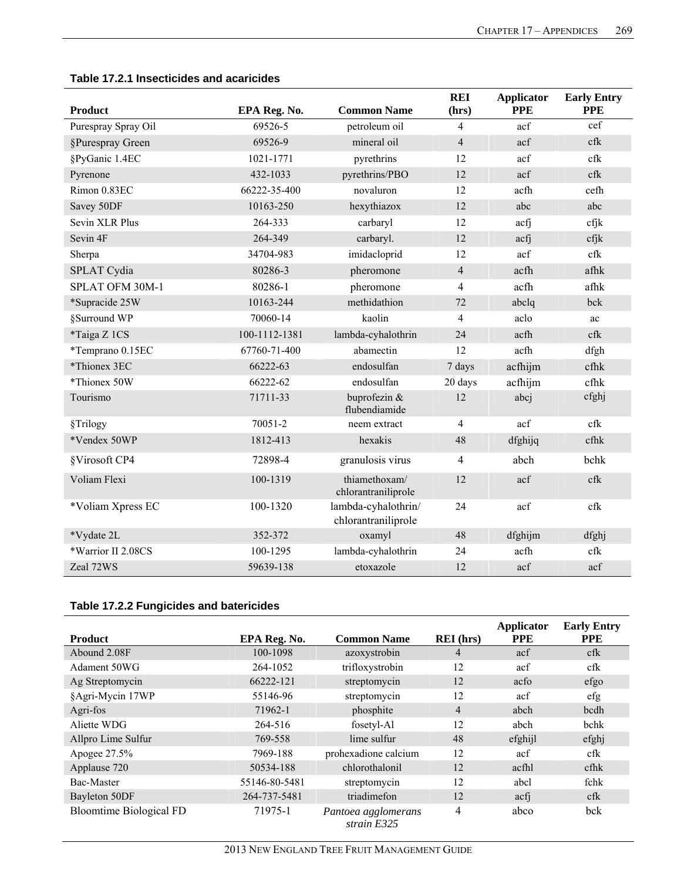**Table 17.2.1 Insecticides and acaricides**

| Product | EPA Reg. No. | Common Name | REI (hrs) | Applicator PPE | Early Entry PPE |
|---|---|---|---|---|---|
| Purespray Spray Oil | 69526-5 | petroleum oil | 4 | acf | cef |
| §Purespray Green | 69526-9 | mineral oil | 4 | acf | cfk |
| §PyGanic 1.4EC | 1021-1771 | pyrethrins | 12 | acf | cfk |
| Pyrenone | 432-1033 | pyrethrins/PBO | 12 | acf | cfk |
| Rimon 0.83EC | 66222-35-400 | novaluron | 12 | acfh | cefh |
| Savey 50DF | 10163-250 | hexythiazox | 12 | abc | abc |
| Sevin XLR Plus | 264-333 | carbaryl | 12 | acfj | cfjk |
| Sevin 4F | 264-349 | carbaryl. | 12 | acfj | cfjk |
| Sherpa | 34704-983 | imidacloprid | 12 | acf | cfk |
| SPLAT Cydia | 80286-3 | pheromone | 4 | acfh | afhk |
| SPLAT OFM 30M-1 | 80286-1 | pheromone | 4 | acfh | afhk |
| *Supracide 25W | 10163-244 | methidathion | 72 | abclq | bck |
| §Surround WP | 70060-14 | kaolin | 4 | aclo | ac |
| *Taiga Z 1CS | 100-1112-1381 | lambda-cyhalothrin | 24 | acfh | cfk |
| *Temprano 0.15EC | 67760-71-400 | abamectin | 12 | acfh | dfgh |
| *Thionex 3EC | 66222-63 | endosulfan | 7 days | acfhijm | cfhk |
| *Thionex 50W | 66222-62 | endosulfan | 20 days | acfhijm | cfhk |
| Tourismo | 71711-33 | buprofezin & flubendiamide | 12 | abcj | cfghj |
| §Trilogy | 70051-2 | neem extract | 4 | acf | cfk |
| *Vendex 50WP | 1812-413 | hexakis | 48 | dfghijq | cfhk |
| §Virosoft CP4 | 72898-4 | granulosis virus | 4 | abch | bchk |
| Voliam Flexi | 100-1319 | thiamethoxam/ chlorantraniliprole | 12 | acf | cfk |
| *Voliam Xpress EC | 100-1320 | lambda-cyhalothrin/ chlorantraniliprole | 24 | acf | cfk |
| *Vydate 2L | 352-372 | oxamyl | 48 | dfghijm | dfghj |
| *Warrior II 2.08CS | 100-1295 | lambda-cyhalothrin | 24 | acfh | cfk |
| Zeal 72WS | 59639-138 | etoxazole | 12 | acf | acf |

**Table 17.2.2 Fungicides and batericides**

| Product | EPA Reg. No. | Common Name | REI (hrs) | Applicator PPE | Early Entry PPE |
|---|---|---|---|---|---|
| Abound 2.08F | 100-1098 | azoxystrobin | 4 | acf | cfk |
| Adament 50WG | 264-1052 | trifloxystrobin | 12 | acf | cfk |
| Ag Streptomycin | 66222-121 | streptomycin | 12 | acfo | efgo |
| §Agri-Mycin 17WP | 55146-96 | streptomycin | 12 | acf | efg |
| Agri-fos | 71962-1 | phosphite | 4 | abch | bcdh |
| Aliette WDG | 264-516 | fosetyl-Al | 12 | abch | bchk |
| Allpro Lime Sulfur | 769-558 | lime sulfur | 48 | efghijl | efghj |
| Apogee 27.5% | 7969-188 | prohexadione calcium | 12 | acf | cfk |
| Applause 720 | 50534-188 | chlorothalonil | 12 | acfhl | cfhk |
| Bac-Master | 55146-80-5481 | streptomycin | 12 | abcl | fchk |
| Bayleton 50DF | 264-737-5481 | triadimefon | 12 | acfj | cfk |
| Bloomtime Biological FD | 71975-1 | *Pantoea agglomerans strain E325* | 4 | abco | bck |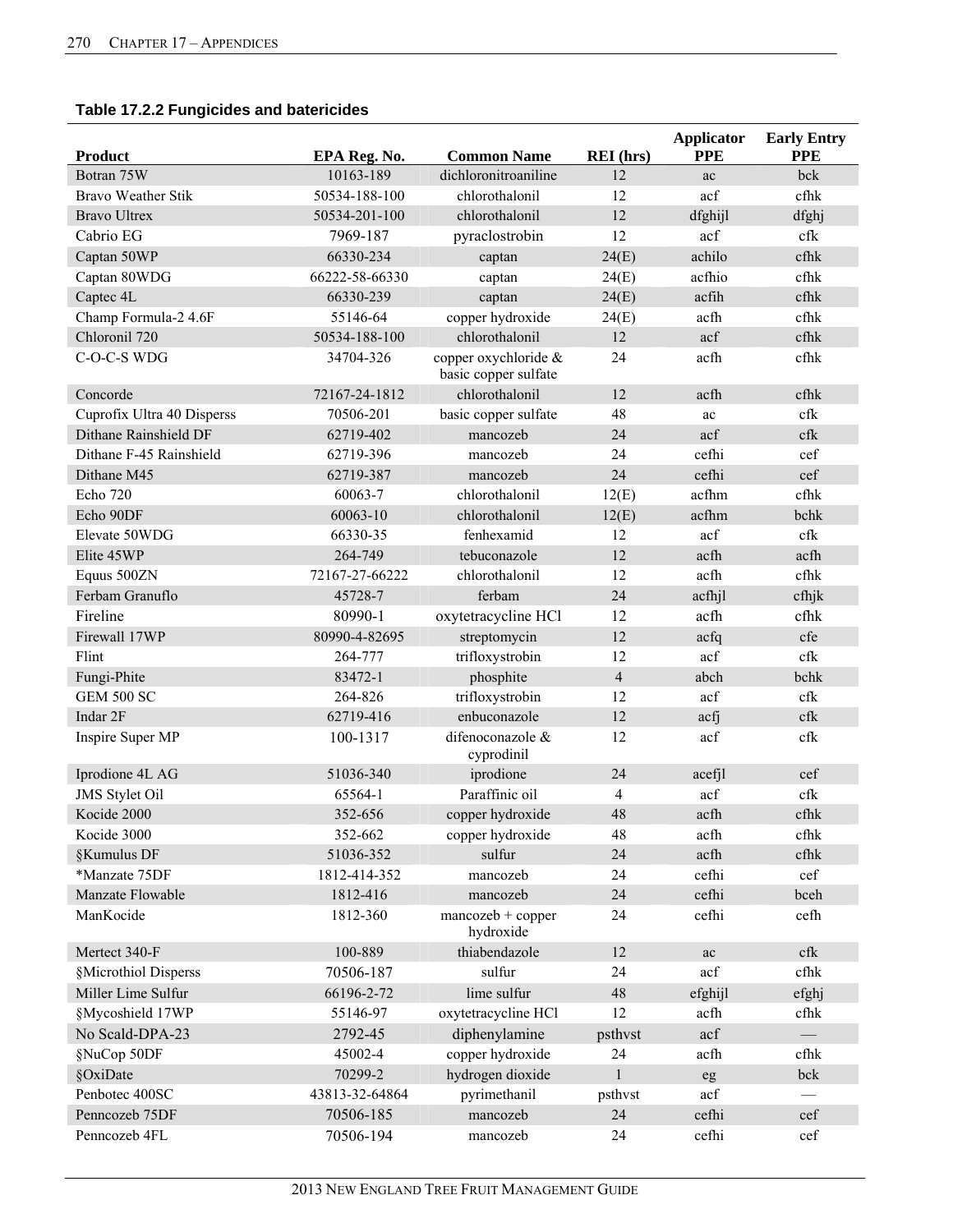### Table 17.2.2 Fungicides and batericides

| Product | EPA Reg. No. | Common Name | REI (hrs) | Applicator PPE | Early Entry PPE |
|---|---|---|---|---|---|
| Botran 75W | 10163-189 | dichloronitroaniline | 12 | ac | bck |
| Bravo Weather Stik | 50534-188-100 | chlorothalonil | 12 | acf | cfhk |
| Bravo Ultrex | 50534-201-100 | chlorothalonil | 12 | dfghijl | dfghj |
| Cabrio EG | 7969-187 | pyraclostrobin | 12 | acf | cfk |
| Captan 50WP | 66330-234 | captan | 24(E) | achilo | cfhk |
| Captan 80WDG | 66222-58-66330 | captan | 24(E) | acfhio | cfhk |
| Captec 4L | 66330-239 | captan | 24(E) | acfih | cfhk |
| Champ Formula-2 4.6F | 55146-64 | copper hydroxide | 24(E) | acfh | cfhk |
| Chloronil 720 | 50534-188-100 | chlorothalonil | 12 | acf | cfhk |
| C-O-C-S WDG | 34704-326 | copper oxychloride & basic copper sulfate | 24 | acfh | cfhk |
| Concorde | 72167-24-1812 | chlorothalonil | 12 | acfh | cfhk |
| Cuprofix Ultra 40 Disperss | 70506-201 | basic copper sulfate | 48 | ac | cfk |
| Dithane Rainshield DF | 62719-402 | mancozeb | 24 | acf | cfk |
| Dithane F-45 Rainshield | 62719-396 | mancozeb | 24 | cefhi | cef |
| Dithane M45 | 62719-387 | mancozeb | 24 | cefhi | cef |
| Echo 720 | 60063-7 | chlorothalonil | 12(E) | acfhm | cfhk |
| Echo 90DF | 60063-10 | chlorothalonil | 12(E) | acfhm | bchk |
| Elevate 50WDG | 66330-35 | fenhexamid | 12 | acf | cfk |
| Elite 45WP | 264-749 | tebuconazole | 12 | acfh | acfh |
| Equus 500ZN | 72167-27-66222 | chlorothalonil | 12 | acfh | cfhk |
| Ferbam Granuflo | 45728-7 | ferbam | 24 | acfhjl | cfhjk |
| Fireline | 80990-1 | oxytetracycline HCl | 12 | acfh | cfhk |
| Firewall 17WP | 80990-4-82695 | streptomycin | 12 | acfq | cfe |
| Flint | 264-777 | trifloxystrobin | 12 | acf | cfk |
| Fungi-Phite | 83472-1 | phosphite | 4 | abch | bchk |
| GEM 500 SC | 264-826 | trifloxystrobin | 12 | acf | cfk |
| Indar 2F | 62719-416 | enbuconazole | 12 | acfj | cfk |
| Inspire Super MP | 100-1317 | difenoconazole & cyprodinil | 12 | acf | cfk |
| Iprodione 4L AG | 51036-340 | iprodione | 24 | acefjl | cef |
| JMS Stylet Oil | 65564-1 | Paraffinic oil | 4 | acf | cfk |
| Kocide 2000 | 352-656 | copper hydroxide | 48 | acfh | cfhk |
| Kocide 3000 | 352-662 | copper hydroxide | 48 | acfh | cfhk |
| §Kumulus DF | 51036-352 | sulfur | 24 | acfh | cfhk |
| *Manzate 75DF | 1812-414-352 | mancozeb | 24 | cefhi | cef |
| Manzate Flowable | 1812-416 | mancozeb | 24 | cefhi | bceh |
| ManKocide | 1812-360 | mancozeb + copper hydroxide | 24 | cefhi | cefh |
| Mertect 340-F | 100-889 | thiabendazole | 12 | ac | cfk |
| §Microthiol Disperss | 70506-187 | sulfur | 24 | acf | cfhk |
| Miller Lime Sulfur | 66196-2-72 | lime sulfur | 48 | efghijl | efghj |
| §Mycoshield 17WP | 55146-97 | oxytetracycline HCl | 12 | acfh | cfhk |
| No Scald-DPA-23 | 2792-45 | diphenylamine | psthvst | acf | — |
| §NuCop 50DF | 45002-4 | copper hydroxide | 24 | acfh | cfhk |
| §OxiDate | 70299-2 | hydrogen dioxide | 1 | eg | bck |
| Penbotec 400SC | 43813-32-64864 | pyrimethanil | psthvst | acf | — |
| Penncozeb 75DF | 70506-185 | mancozeb | 24 | cefhi | cef |
| Penncozeb 4FL | 70506-194 | mancozeb | 24 | cefhi | cef |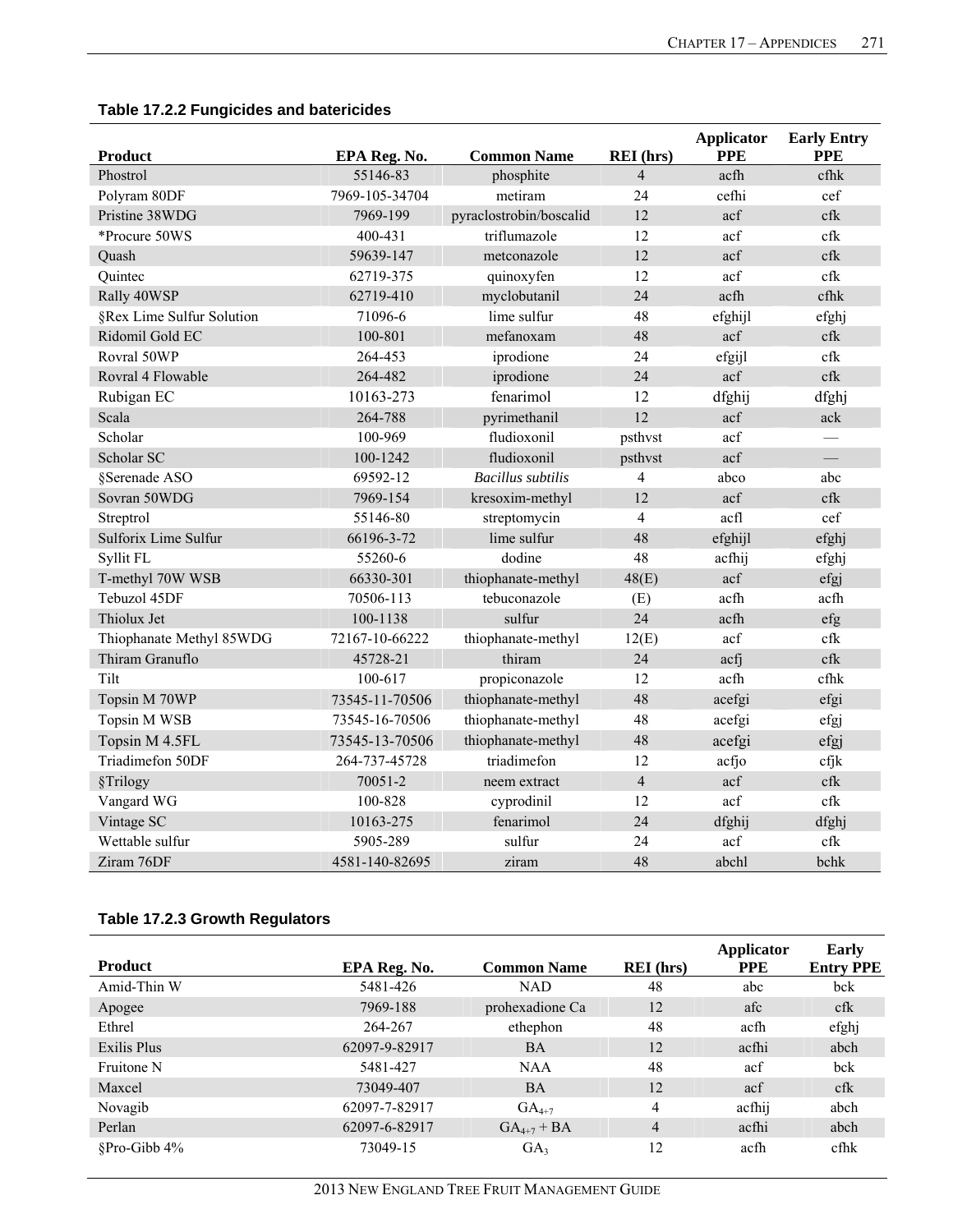### Table 17.2.2 Fungicides and batericides

| Product | EPA Reg. No. | Common Name | REI (hrs) | Applicator PPE | Early Entry PPE |
|---|---|---|---|---|---|
| Phostrol | 55146-83 | phosphite | 4 | acfh | cfhk |
| Polyram 80DF | 7969-105-34704 | metiram | 24 | cefhi | cef |
| Pristine 38WDG | 7969-199 | pyraclostrobin/boscalid | 12 | acf | cfk |
| *Procure 50WS | 400-431 | triflumazole | 12 | acf | cfk |
| Quash | 59639-147 | metconazole | 12 | acf | cfk |
| Quintec | 62719-375 | quinoxyfen | 12 | acf | cfk |
| Rally 40WSP | 62719-410 | myclobutanil | 24 | acfh | cfhk |
| §Rex Lime Sulfur Solution | 71096-6 | lime sulfur | 48 | efghijl | efghj |
| Ridomil Gold EC | 100-801 | mefanoxam | 48 | acf | cfk |
| Rovral 50WP | 264-453 | iprodione | 24 | efgijl | cfk |
| Rovral 4 Flowable | 264-482 | iprodione | 24 | acf | cfk |
| Rubigan EC | 10163-273 | fenarimol | 12 | dfghij | dfghj |
| Scala | 264-788 | pyrimethanil | 12 | acf | ack |
| Scholar | 100-969 | fludioxonil | psthvst | acf | — |
| Scholar SC | 100-1242 | fludioxonil | psthvst | acf | — |
| §Serenade ASO | 69592-12 | *Bacillus subtilis* | 4 | abco | abc |
| Sovran 50WDG | 7969-154 | kresoxim-methyl | 12 | acf | cfk |
| Streptrol | 55146-80 | streptomycin | 4 | acfl | cef |
| Sulforix Lime Sulfur | 66196-3-72 | lime sulfur | 48 | efghijl | efghj |
| Syllit FL | 55260-6 | dodine | 48 | acfhij | efghj |
| T-methyl 70W WSB | 66330-301 | thiophanate-methyl | 48(E) | acf | efgj |
| Tebuzol 45DF | 70506-113 | tebuconazole | (E) | acfh | acfh |
| Thiolux Jet | 100-1138 | sulfur | 24 | acfh | efg |
| Thiophanate Methyl 85WDG | 72167-10-66222 | thiophanate-methyl | 12(E) | acf | cfk |
| Thiram Granuflo | 45728-21 | thiram | 24 | acfj | cfk |
| Tilt | 100-617 | propiconazole | 12 | acfh | cfhk |
| Topsin M 70WP | 73545-11-70506 | thiophanate-methyl | 48 | acefgi | efgi |
| Topsin M WSB | 73545-16-70506 | thiophanate-methyl | 48 | acefgi | efgj |
| Topsin M 4.5FL | 73545-13-70506 | thiophanate-methyl | 48 | acefgi | efgj |
| Triadimefon 50DF | 264-737-45728 | triadimefon | 12 | acfjo | cfjk |
| §Trilogy | 70051-2 | neem extract | 4 | acf | cfk |
| Vangard WG | 100-828 | cyprodinil | 12 | acf | cfk |
| Vintage SC | 10163-275 | fenarimol | 24 | dfghij | dfghj |
| Wettable sulfur | 5905-289 | sulfur | 24 | acf | cfk |
| Ziram 76DF | 4581-140-82695 | ziram | 48 | abchl | bchk |

### Table 17.2.3 Growth Regulators

| Product | EPA Reg. No. | Common Name | REI (hrs) | Applicator PPE | Early Entry PPE |
|---|---|---|---|---|---|
| Amid-Thin W | 5481-426 | NAD | 48 | abc | bck |
| Apogee | 7969-188 | prohexadione Ca | 12 | afc | cfk |
| Ethrel | 264-267 | ethephon | 48 | acfh | efghj |
| Exilis Plus | 62097-9-82917 | BA | 12 | acfhi | abch |
| Fruitone N | 5481-427 | NAA | 48 | acf | bck |
| Maxcel | 73049-407 | BA | 12 | acf | cfk |
| Novagib | 62097-7-82917 | $GA_{4+7}$ | 4 | acfhij | abch |
| Perlan | 62097-6-82917 | $GA_{4+7}$ + BA | 4 | acfhi | abch |
| §Pro-Gibb 4% | 73049-15 | $GA_3$ | 12 | acfh | cfhk |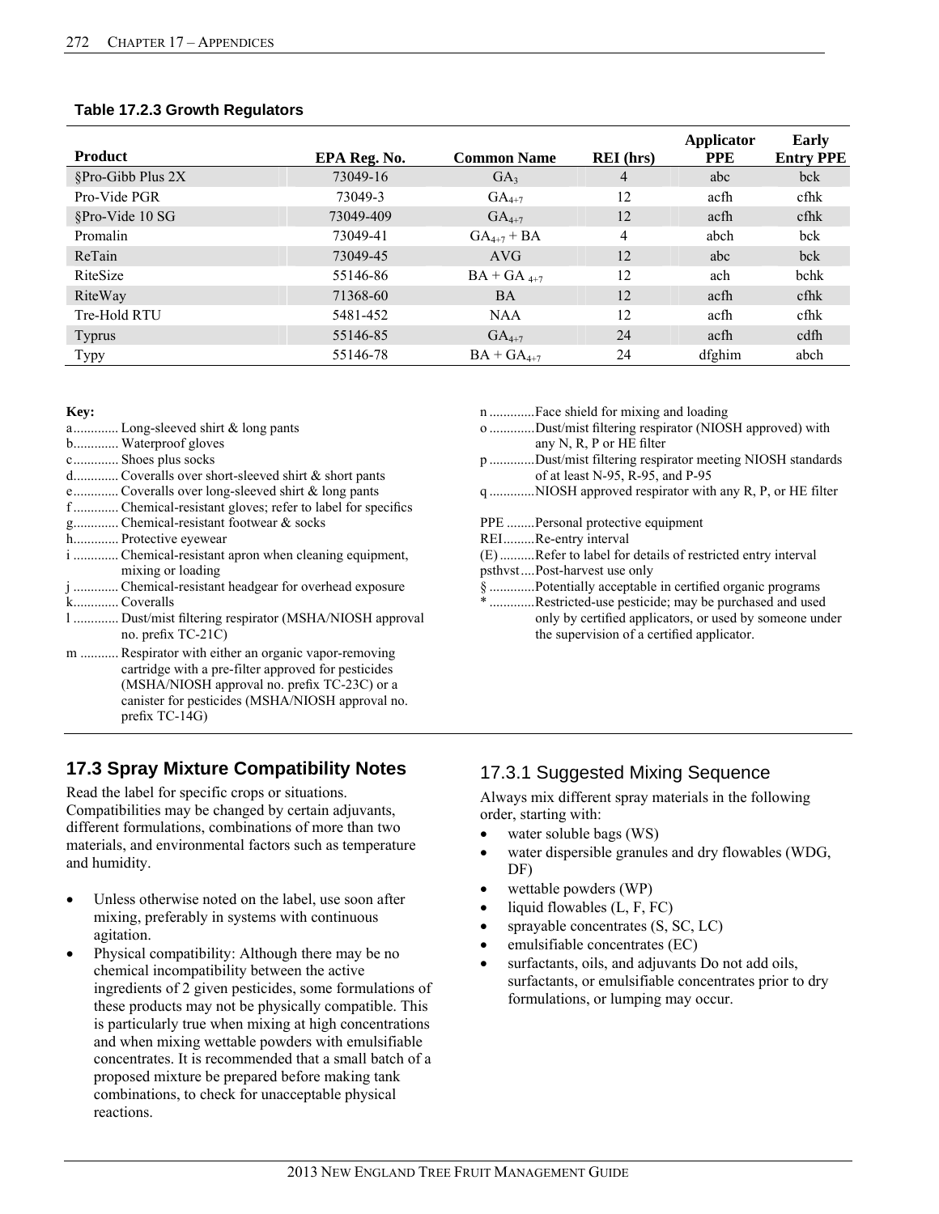**Table 17.2.3 Growth Regulators**

| Product | EPA Reg. No. | Common Name | REI (hrs) | Applicator PPE | Early Entry PPE |
|---|---|---|---|---|---|
| §Pro-Gibb Plus 2X | 73049-16 | $GA_3$ | 4 | abc | bck |
| Pro-Vide PGR | 73049-3 | $GA_{4+7}$ | 12 | acfh | cfhk |
| §Pro-Vide 10 SG | 73049-409 | $GA_{4+7}$ | 12 | acfh | cfhk |
| Promalin | 73049-41 | $GA_{4+7}$ + BA | 4 | abch | bck |
| ReTain | 73049-45 | AVG | 12 | abc | bck |
| RiteSize | 55146-86 | BA + $GA_{4+7}$ | 12 | ach | bchk |
| RiteWay | 71368-60 | BA | 12 | acfh | cfhk |
| Tre-Hold RTU | 5481-452 | NAA | 12 | acfh | cfhk |
| Typrus | 55146-85 | $GA_{4+7}$ | 24 | acfh | cdfh |
| Typy | 55146-78 | BA + $GA_{4+7}$ | 24 | dfghim | abch |

**Key:**

a............. Long-sleeved shirt & long pants
b............. Waterproof gloves
c............. Shoes plus socks
d............. Coveralls over short-sleeved shirt & short pants
e............. Coveralls over long-sleeved shirt & long pants
f ............. Chemical-resistant gloves; refer to label for specifics
g............. Chemical-resistant footwear & socks
h............. Protective eyewear
i ............. Chemical-resistant apron when cleaning equipment, mixing or loading
j ............. Chemical-resistant headgear for overhead exposure
k............. Coveralls
l ............. Dust/mist filtering respirator (MSHA/NIOSH approval no. prefix TC-21C)
m ........... Respirator with either an organic vapor-removing cartridge with a pre-filter approved for pesticides (MSHA/NIOSH approval no. prefix TC-23C) or a canister for pesticides (MSHA/NIOSH approval no. prefix TC-14G)
n .............Face shield for mixing and loading
o .............Dust/mist filtering respirator (NIOSH approved) with any N, R, P or HE filter
p .............Dust/mist filtering respirator meeting NIOSH standards of at least N-95, R-95, and P-95
q .............NIOSH approved respirator with any R, P, or HE filter

PPE ........Personal protective equipment
REI.........Re-entry interval
(E) ..........Refer to label for details of restricted entry interval
psthvst ....Post-harvest use only
§ .............Potentially acceptable in certified organic programs
* .............Restricted-use pesticide; may be purchased and used only by certified applicators, or used by someone under the supervision of a certified applicator.

## 17.3 Spray Mixture Compatibility Notes

Read the label for specific crops or situations. Compatibilities may be changed by certain adjuvants, different formulations, combinations of more than two materials, and environmental factors such as temperature and humidity.

- Unless otherwise noted on the label, use soon after mixing, preferably in systems with continuous agitation.
- Physical compatibility: Although there may be no chemical incompatibility between the active ingredients of 2 given pesticides, some formulations of these products may not be physically compatible. This is particularly true when mixing at high concentrations and when mixing wettable powders with emulsifiable concentrates. It is recommended that a small batch of a proposed mixture be prepared before making tank combinations, to check for unacceptable physical reactions.

### 17.3.1 Suggested Mixing Sequence

Always mix different spray materials in the following order, starting with:

- water soluble bags (WS)
- water dispersible granules and dry flowables (WDG, DF)
- wettable powders (WP)
- liquid flowables (L, F, FC)
- sprayable concentrates (S, SC, LC)
- emulsifiable concentrates (EC)
- surfactants, oils, and adjuvants Do not add oils, surfactants, or emulsifiable concentrates prior to dry formulations, or lumping may occur.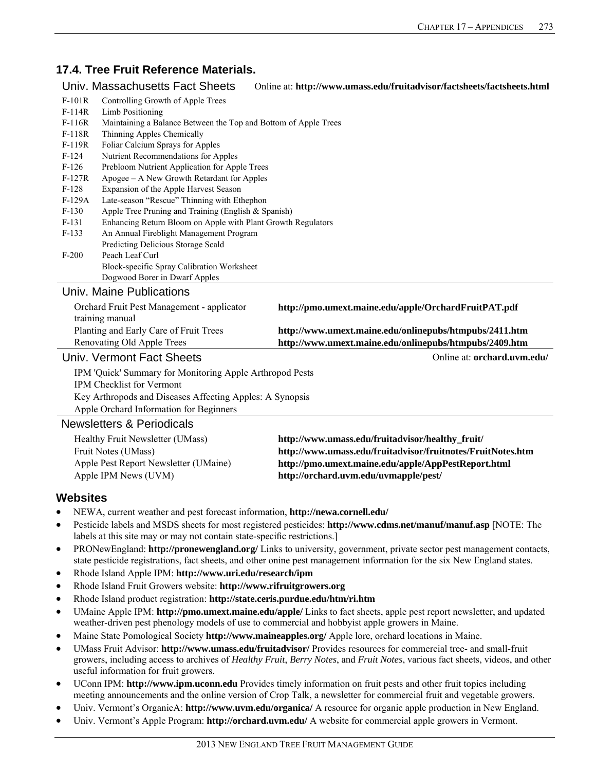## 17.4. Tree Fruit Reference Materials.

### Univ. Massachusetts Fact Sheets

Online at: **http://www.umass.edu/fruitadvisor/factsheets/factsheets.html**

| | |
|---|---|
| F-101R | Controlling Growth of Apple Trees |
| F-114R | Limb Positioning |
| F-116R | Maintaining a Balance Between the Top and Bottom of Apple Trees |
| F-118R | Thinning Apples Chemically |
| F-119R | Foliar Calcium Sprays for Apples |
| F-124 | Nutrient Recommendations for Apples |
| F-126 | Prebloom Nutrient Application for Apple Trees |
| F-127R | Apogee – A New Growth Retardant for Apples |
| F-128 | Expansion of the Apple Harvest Season |
| F-129A | Late-season "Rescue" Thinning with Ethephon |
| F-130 | Apple Tree Pruning and Training (English & Spanish) |
| F-131 | Enhancing Return Bloom on Apple with Plant Growth Regulators |
| F-133 | An Annual Fireblight Management Program |
| | Predicting Delicious Storage Scald |
| F-200 | Peach Leaf Curl |
| | Block-specific Spray Calibration Worksheet |
| | Dogwood Borer in Dwarf Apples |

### Univ. Maine Publications

| | |
|---|---|
| Orchard Fruit Pest Management - applicator training manual | **http://pmo.umext.maine.edu/apple/OrchardFruitPAT.pdf** |
| Planting and Early Care of Fruit Trees | **http://www.umext.maine.edu/onlinepubs/htmpubs/2411.htm** |
| Renovating Old Apple Trees | **http://www.umext.maine.edu/onlinepubs/htmpubs/2409.htm** |

### Univ. Vermont Fact Sheets

Online at: **orchard.uvm.edu/**

IPM 'Quick' Summary for Monitoring Apple Arthropod Pests
IPM Checklist for Vermont
Key Arthropods and Diseases Affecting Apples: A Synopsis
Apple Orchard Information for Beginners

### Newsletters & Periodicals

| | |
|---|---|
| Healthy Fruit Newsletter (UMass) | **http://www.umass.edu/fruitadvisor/healthy_fruit/** |
| Fruit Notes (UMass) | **http://www.umass.edu/fruitadvisor/fruitnotes/FruitNotes.htm** |
| Apple Pest Report Newsletter (UMaine) | **http://pmo.umext.maine.edu/apple/AppPestReport.html** |
| Apple IPM News (UVM) | **http://orchard.uvm.edu/uvmapple/pest/** |

## Websites

- NEWA, current weather and pest forecast information, **http://newa.cornell.edu/**
- Pesticide labels and MSDS sheets for most registered pesticides: **http://www.cdms.net/manuf/manuf.asp** [NOTE: The labels at this site may or may not contain state-specific restrictions.]
- PRONewEngland: **http://pronewengland.org/** Links to university, government, private sector pest management contacts, state pesticide registrations, fact sheets, and other onine pest management information for the six New England states.
- Rhode Island Apple IPM: **http://www.uri.edu/research/ipm**
- Rhode Island Fruit Growers website: **http://www.rifruitgrowers.org**
- Rhode Island product registration: **http://state.ceris.purdue.edu/htm/ri.htm**
- UMaine Apple IPM: **http://pmo.umext.maine.edu/apple/** Links to fact sheets, apple pest report newsletter, and updated weather-driven pest phenology models of use to commercial and hobbyist apple growers in Maine.
- Maine State Pomological Society **http://www.maineapples.org/** Apple lore, orchard locations in Maine.
- UMass Fruit Advisor: **http://www.umass.edu/fruitadvisor/** Provides resources for commercial tree- and small-fruit growers, including access to archives of *Healthy Fruit*, *Berry Notes*, and *Fruit Notes*, various fact sheets, videos, and other useful information for fruit growers.
- UConn IPM: **http://www.ipm.uconn.edu** Provides timely information on fruit pests and other fruit topics including meeting announcements and the online version of Crop Talk, a newsletter for commercial fruit and vegetable growers.
- Univ. Vermont's OrganicA: **http://www.uvm.edu/organica/** A resource for organic apple production in New England.
- Univ. Vermont's Apple Program: **http://orchard.uvm.edu/** A website for commercial apple growers in Vermont.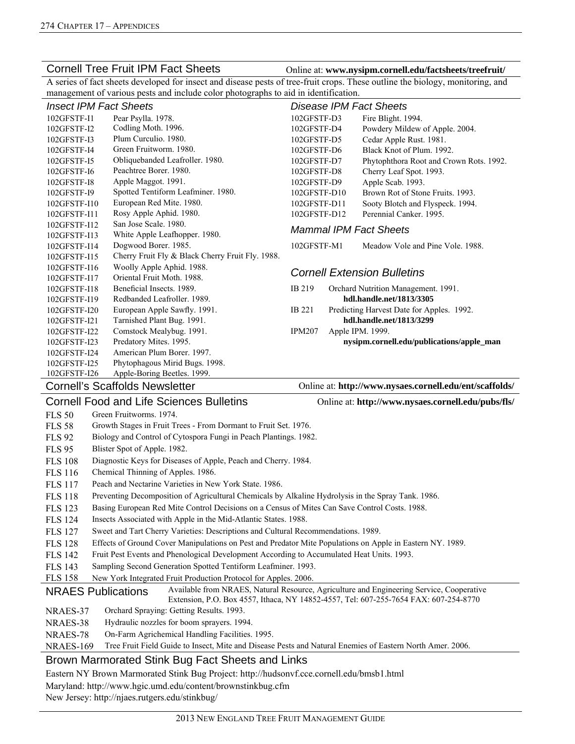## Cornell Tree Fruit IPM Fact Sheets

Online at: **www.nysipm.cornell.edu/factsheets/treefruit/**

A series of fact sheets developed for insect and disease pests of tree-fruit crops. These outline the biology, monitoring, and management of various pests and include color photographs to aid in identification.

### *Insect IPM Fact Sheets*

| | |
|---|---|
| 102GFSTF-I1 | Pear Psylla. 1978. |
| 102GFSTF-I2 | Codling Moth. 1996. |
| 102GFSTF-I3 | Plum Curculio. 1980. |
| 102GFSTF-I4 | Green Fruitworm. 1980. |
| 102GFSTF-I5 | Obliquebanded Leafroller. 1980. |
| 102GFSTF-I6 | Peachtree Borer. 1980. |
| 102GFSTF-I8 | Apple Maggot. 1991. |
| 102GFSTF-I9 | Spotted Tentiform Leafminer. 1980. |
| 102GFSTF-I10 | European Red Mite. 1980. |
| 102GFSTF-I11 | Rosy Apple Aphid. 1980. |
| 102GFSTF-I12 | San Jose Scale. 1980. |
| 102GFSTF-I13 | White Apple Leafhopper. 1980. |
| 102GFSTF-I14 | Dogwood Borer. 1985. |
| 102GFSTF-I15 | Cherry Fruit Fly & Black Cherry Fruit Fly. 1988. |
| 102GFSTF-I16 | Woolly Apple Aphid. 1988. |
| 102GFSTF-I17 | Oriental Fruit Moth. 1988. |
| 102GFSTF-I18 | Beneficial Insects. 1989. |
| 102GFSTF-I19 | Redbanded Leafroller. 1989. |
| 102GFSTF-I20 | European Apple Sawfly. 1991. |
| 102GFSTF-I21 | Tarnished Plant Bug. 1991. |
| 102GFSTF-I22 | Comstock Mealybug. 1991. |
| 102GFSTF-I23 | Predatory Mites. 1995. |
| 102GFSTF-I24 | American Plum Borer. 1997. |
| 102GFSTF-I25 | Phytophagous Mirid Bugs. 1998. |
| 102GFSTF-I26 | Apple-Boring Beetles. 1999. |

### *Disease IPM Fact Sheets*

| | |
|---|---|
| 102GFSTF-D3 | Fire Blight. 1994. |
| 102GFSTF-D4 | Powdery Mildew of Apple. 2004. |
| 102GFSTF-D5 | Cedar Apple Rust. 1981. |
| 102GFSTF-D6 | Black Knot of Plum. 1992. |
| 102GFSTF-D7 | Phytophthora Root and Crown Rots. 1992. |
| 102GFSTF-D8 | Cherry Leaf Spot. 1993. |
| 102GFSTF-D9 | Apple Scab. 1993. |
| 102GFSTF-D10 | Brown Rot of Stone Fruits. 1993. |
| 102GFSTF-D11 | Sooty Blotch and Flyspeck. 1994. |
| 102GFSTF-D12 | Perennial Canker. 1995. |

### *Mammal IPM Fact Sheets*

| | |
|---|---|
| 102GFSTF-M1 | Meadow Vole and Pine Vole. 1988. |

### *Cornell Extension Bulletins*

| | |
|---|---|
| IB 219 | Orchard Nutrition Management. 1991. **hdl.handle.net/1813/3305** |
| IB 221 | Predicting Harvest Date for Apples. 1992. **hdl.handle.net/1813/3299** |
| IPM207 | Apple IPM. 1999. **nysipm.cornell.edu/publications/apple_man** |

## Cornell's Scaffolds Newsletter

Online at: **http://www.nysaes.cornell.edu/ent/scaffolds/**

## Cornell Food and Life Sciences Bulletins

Online at: **http://www.nysaes.cornell.edu/pubs/fls/**

| | |
|---|---|
| FLS 50 | Green Fruitworms. 1974. |
| FLS 58 | Growth Stages in Fruit Trees - From Dormant to Fruit Set. 1976. |
| FLS 92 | Biology and Control of Cytospora Fungi in Peach Plantings. 1982. |
| FLS 95 | Blister Spot of Apple. 1982. |
| FLS 108 | Diagnostic Keys for Diseases of Apple, Peach and Cherry. 1984. |
| FLS 116 | Chemical Thinning of Apples. 1986. |
| FLS 117 | Peach and Nectarine Varieties in New York State. 1986. |
| FLS 118 | Preventing Decomposition of Agricultural Chemicals by Alkaline Hydrolysis in the Spray Tank. 1986. |
| FLS 123 | Basing European Red Mite Control Decisions on a Census of Mites Can Save Control Costs. 1988. |
| FLS 124 | Insects Associated with Apple in the Mid-Atlantic States. 1988. |
| FLS 127 | Sweet and Tart Cherry Varieties: Descriptions and Cultural Recommendations. 1989. |
| FLS 128 | Effects of Ground Cover Manipulations on Pest and Predator Mite Populations on Apple in Eastern NY. 1989. |
| FLS 142 | Fruit Pest Events and Phenological Development According to Accumulated Heat Units. 1993. |
| FLS 143 | Sampling Second Generation Spotted Tentiform Leafminer. 1993. |
| FLS 158 | New York Integrated Fruit Production Protocol for Apples. 2006. |

## NRAES Publications

Available from NRAES, Natural Resource, Agriculture and Engineering Service, Cooperative Extension, P.O. Box 4557, Ithaca, NY 14852-4557, Tel: 607-255-7654 FAX: 607-254-8770

| | |
|---|---|
| NRAES-37 | Orchard Spraying: Getting Results. 1993. |
| NRAES-38 | Hydraulic nozzles for boom sprayers. 1994. |
| NRAES-78 | On-Farm Agrichemical Handling Facilities. 1995. |
| NRAES-169 | Tree Fruit Field Guide to Insect, Mite and Disease Pests and Natural Enemies of Eastern North Amer. 2006. |

## Brown Marmorated Stink Bug Fact Sheets and Links

Eastern NY Brown Marmorated Stink Bug Project: http://hudsonvf.cce.cornell.edu/bmsb1.html

Maryland: http://www.hgic.umd.edu/content/brownstinkbug.cfm

New Jersey: http://njaes.rutgers.edu/stinkbug/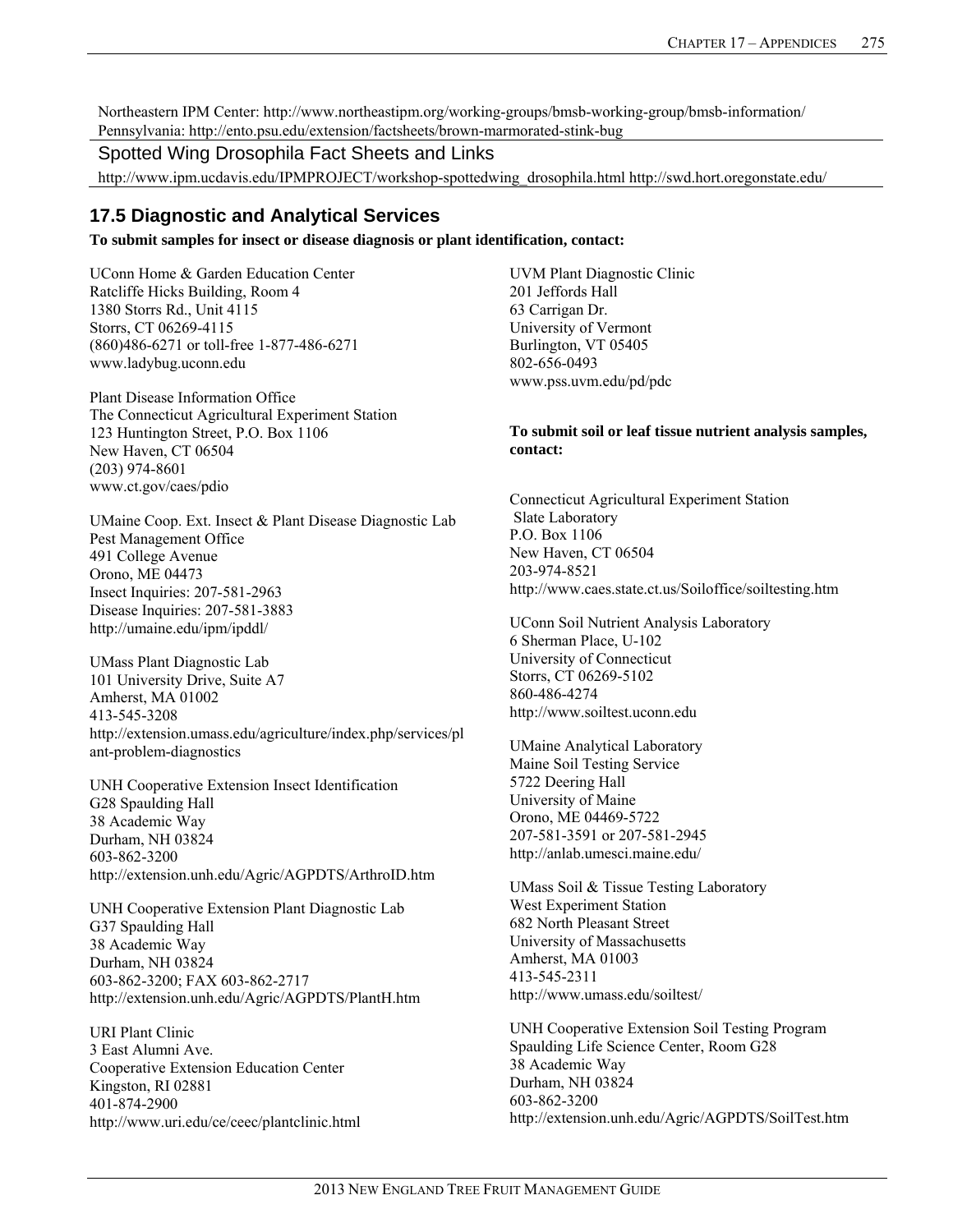Northeastern IPM Center: http://www.northeastipm.org/working-groups/bmsb-working-group/bmsb-information/
Pennsylvania: http://ento.psu.edu/extension/factsheets/brown-marmorated-stink-bug

### Spotted Wing Drosophila Fact Sheets and Links

http://www.ipm.ucdavis.edu/IPMPROJECT/workshop-spottedwing_drosophila.html http://swd.hort.oregonstate.edu/

## 17.5 Diagnostic and Analytical Services

**To submit samples for insect or disease diagnosis or plant identification, contact:**

UConn Home & Garden Education Center
Ratcliffe Hicks Building, Room 4
1380 Storrs Rd., Unit 4115
Storrs, CT 06269-4115
(860)486-6271 or toll-free 1-877-486-6271
www.ladybug.uconn.edu

Plant Disease Information Office
The Connecticut Agricultural Experiment Station
123 Huntington Street, P.O. Box 1106
New Haven, CT 06504
(203) 974-8601
www.ct.gov/caes/pdio

UMaine Coop. Ext. Insect & Plant Disease Diagnostic Lab
Pest Management Office
491 College Avenue
Orono, ME 04473
Insect Inquiries: 207-581-2963
Disease Inquiries: 207-581-3883
http://umaine.edu/ipm/ipddl/

UMass Plant Diagnostic Lab
101 University Drive, Suite A7
Amherst, MA 01002
413-545-3208
http://extension.umass.edu/agriculture/index.php/services/plant-problem-diagnostics

UNH Cooperative Extension Insect Identification
G28 Spaulding Hall
38 Academic Way
Durham, NH 03824
603-862-3200
http://extension.unh.edu/Agric/AGPDTS/ArthroID.htm

UNH Cooperative Extension Plant Diagnostic Lab
G37 Spaulding Hall
38 Academic Way
Durham, NH 03824
603-862-3200; FAX 603-862-2717
http://extension.unh.edu/Agric/AGPDTS/PlantH.htm

URI Plant Clinic
3 East Alumni Ave.
Cooperative Extension Education Center
Kingston, RI 02881
401-874-2900
http://www.uri.edu/ce/ceec/plantclinic.html

UVM Plant Diagnostic Clinic
201 Jeffords Hall
63 Carrigan Dr.
University of Vermont
Burlington, VT 05405
802-656-0493
www.pss.uvm.edu/pd/pdc

**To submit soil or leaf tissue nutrient analysis samples, contact:**

Connecticut Agricultural Experiment Station
Slate Laboratory
P.O. Box 1106
New Haven, CT 06504
203-974-8521
http://www.caes.state.ct.us/Soiloffice/soiltesting.htm

UConn Soil Nutrient Analysis Laboratory
6 Sherman Place, U-102
University of Connecticut
Storrs, CT 06269-5102
860-486-4274
http://www.soiltest.uconn.edu

UMaine Analytical Laboratory
Maine Soil Testing Service
5722 Deering Hall
University of Maine
Orono, ME 04469-5722
207-581-3591 or 207-581-2945
http://anlab.umesci.maine.edu/

UMass Soil & Tissue Testing Laboratory
West Experiment Station
682 North Pleasant Street
University of Massachusetts
Amherst, MA 01003
413-545-2311
http://www.umass.edu/soiltest/

UNH Cooperative Extension Soil Testing Program
Spaulding Life Science Center, Room G28
38 Academic Way
Durham, NH 03824
603-862-3200
http://extension.unh.edu/Agric/AGPDTS/SoilTest.htm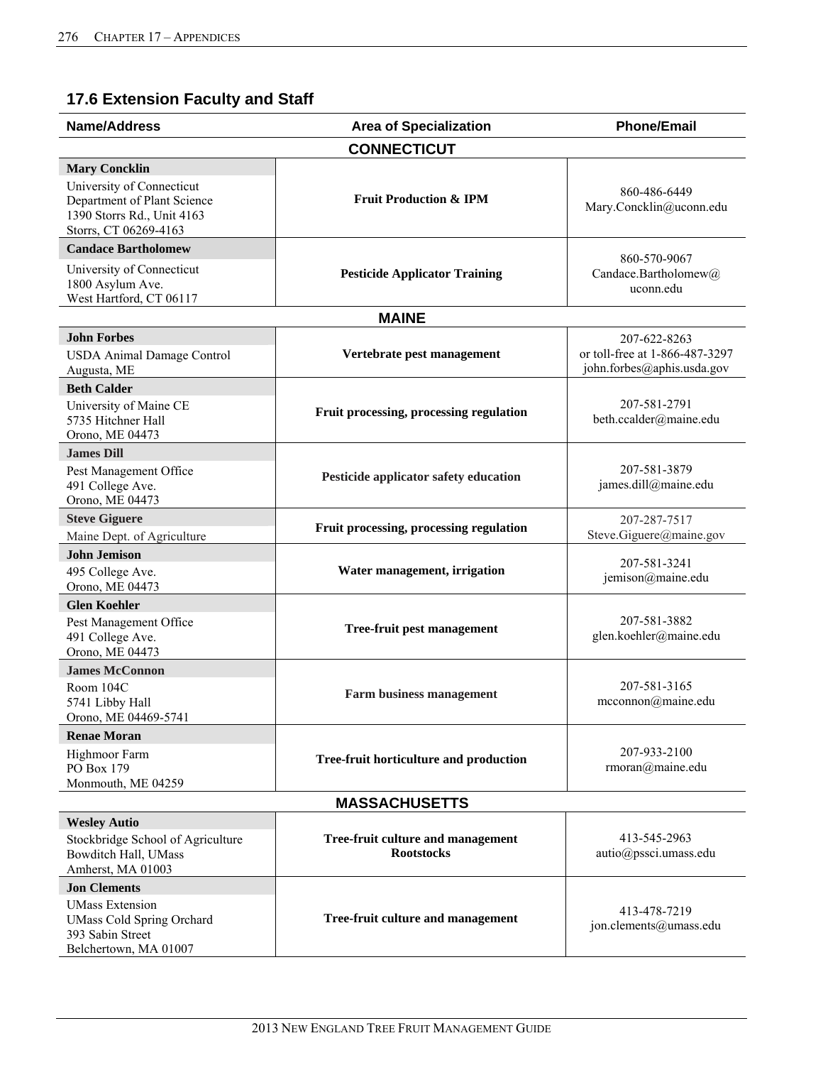## 17.6 Extension Faculty and Staff

| Name/Address | Area of Specialization | Phone/Email |
|---|---|---|
| **CONNECTICUT** | | |
| **Mary Concklin**<br>University of Connecticut<br>Department of Plant Science<br>1390 Storrs Rd., Unit 4163<br>Storrs, CT 06269-4163 | **Fruit Production & IPM** | 860-486-6449<br>Mary.Concklin@uconn.edu |
| **Candace Bartholomew**<br>University of Connecticut<br>1800 Asylum Ave.<br>West Hartford, CT 06117 | **Pesticide Applicator Training** | 860-570-9067<br>Candace.Bartholomew@uconn.edu |
| **MAINE** | | |
| **John Forbes**<br>USDA Animal Damage Control<br>Augusta, ME | **Vertebrate pest management** | 207-622-8263<br>or toll-free at 1-866-487-3297<br>john.forbes@aphis.usda.gov |
| **Beth Calder**<br>University of Maine CE<br>5735 Hitchner Hall<br>Orono, ME 04473 | **Fruit processing, processing regulation** | 207-581-2791<br>beth.ccalder@maine.edu |
| **James Dill**<br>Pest Management Office<br>491 College Ave.<br>Orono, ME 04473 | **Pesticide applicator safety education** | 207-581-3879<br>james.dill@maine.edu |
| **Steve Giguere**<br>Maine Dept. of Agriculture | **Fruit processing, processing regulation** | 207-287-7517<br>Steve.Giguere@maine.gov |
| **John Jemison**<br>495 College Ave.<br>Orono, ME 04473 | **Water management, irrigation** | 207-581-3241<br>jemison@maine.edu |
| **Glen Koehler**<br>Pest Management Office<br>491 College Ave.<br>Orono, ME 04473 | **Tree-fruit pest management** | 207-581-3882<br>glen.koehler@maine.edu |
| **James McConnon**<br>Room 104C<br>5741 Libby Hall<br>Orono, ME 04469-5741 | **Farm business management** | 207-581-3165<br>mcconnon@maine.edu |
| **Renae Moran**<br>Highmoor Farm<br>PO Box 179<br>Monmouth, ME 04259 | **Tree-fruit horticulture and production** | 207-933-2100<br>rmoran@maine.edu |
| **MASSACHUSETTS** | | |
| **Wesley Autio**<br>Stockbridge School of Agriculture<br>Bowditch Hall, UMass<br>Amherst, MA 01003 | **Tree-fruit culture and management**<br>**Rootstocks** | 413-545-2963<br>autio@pssci.umass.edu |
| **Jon Clements**<br>UMass Extension<br>UMass Cold Spring Orchard<br>393 Sabin Street<br>Belchertown, MA 01007 | **Tree-fruit culture and management** | 413-478-7219<br>jon.clements@umass.edu |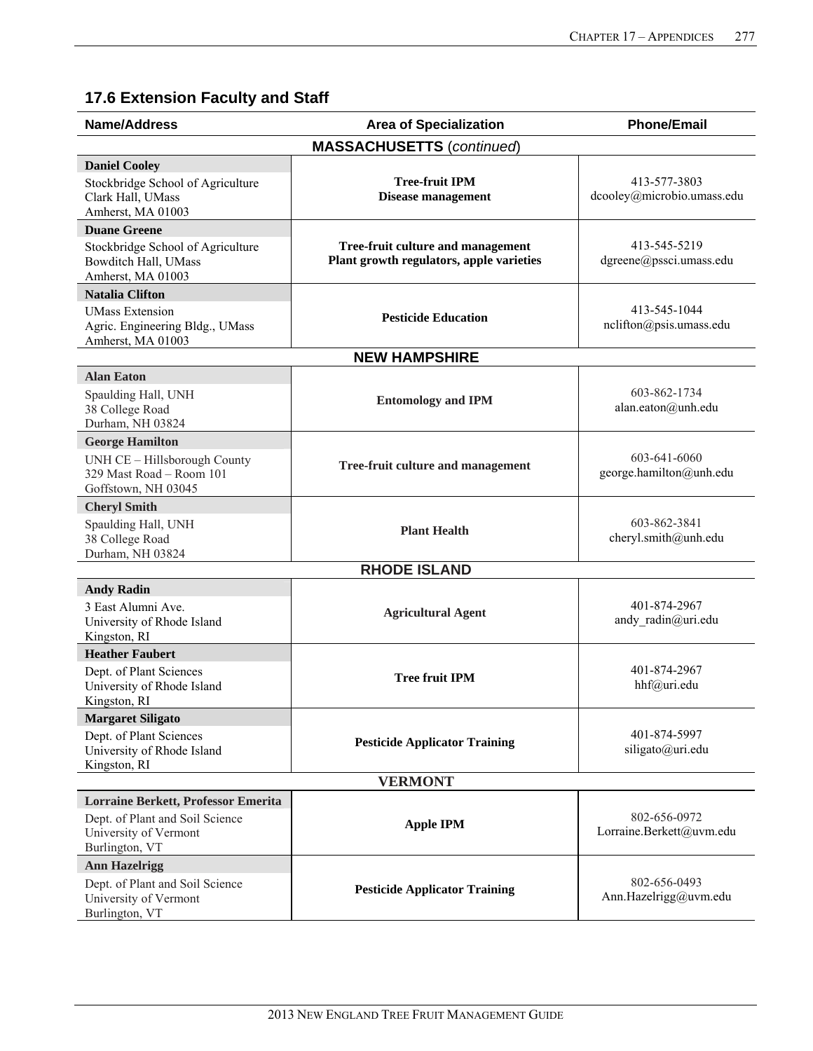## 17.6 Extension Faculty and Staff

| Name/Address | Area of Specialization | Phone/Email |
| --- | --- | --- |
| **MASSACHUSETTS** (*continued*) | | |
| **Daniel Cooley**<br>Stockbridge School of Agriculture<br>Clark Hall, UMass<br>Amherst, MA 01003 | **Tree-fruit IPM**<br>**Disease management** | 413-577-3803<br>dcooley@microbio.umass.edu |
| **Duane Greene**<br>Stockbridge School of Agriculture<br>Bowditch Hall, UMass<br>Amherst, MA 01003 | **Tree-fruit culture and management**<br>**Plant growth regulators, apple varieties** | 413-545-5219<br>dgreene@pssci.umass.edu |
| **Natalia Clifton**<br>UMass Extension<br>Agric. Engineering Bldg., UMass<br>Amherst, MA 01003 | **Pesticide Education** | 413-545-1044<br>nclifton@psis.umass.edu |
| **NEW HAMPSHIRE** | | |
| **Alan Eaton**<br>Spaulding Hall, UNH<br>38 College Road<br>Durham, NH 03824 | **Entomology and IPM** | 603-862-1734<br>alan.eaton@unh.edu |
| **George Hamilton**<br>UNH CE – Hillsborough County<br>329 Mast Road – Room 101<br>Goffstown, NH 03045 | **Tree-fruit culture and management** | 603-641-6060<br>george.hamilton@unh.edu |
| **Cheryl Smith**<br>Spaulding Hall, UNH<br>38 College Road<br>Durham, NH 03824 | **Plant Health** | 603-862-3841<br>cheryl.smith@unh.edu |
| **RHODE ISLAND** | | |
| **Andy Radin**<br>3 East Alumni Ave.<br>University of Rhode Island<br>Kingston, RI | **Agricultural Agent** | 401-874-2967<br>andy_radin@uri.edu |
| **Heather Faubert**<br>Dept. of Plant Sciences<br>University of Rhode Island<br>Kingston, RI | **Tree fruit IPM** | 401-874-2967<br>hhf@uri.edu |
| **Margaret Siligato**<br>Dept. of Plant Sciences<br>University of Rhode Island<br>Kingston, RI | **Pesticide Applicator Training** | 401-874-5997<br>siligato@uri.edu |
| **VERMONT** | | |
| **Lorraine Berkett, Professor Emerita**<br>Dept. of Plant and Soil Science<br>University of Vermont<br>Burlington, VT | **Apple IPM** | 802-656-0972<br>Lorraine.Berkett@uvm.edu |
| **Ann Hazelrigg**<br>Dept. of Plant and Soil Science<br>University of Vermont<br>Burlington, VT | **Pesticide Applicator Training** | 802-656-0493<br>Ann.Hazelrigg@uvm.edu |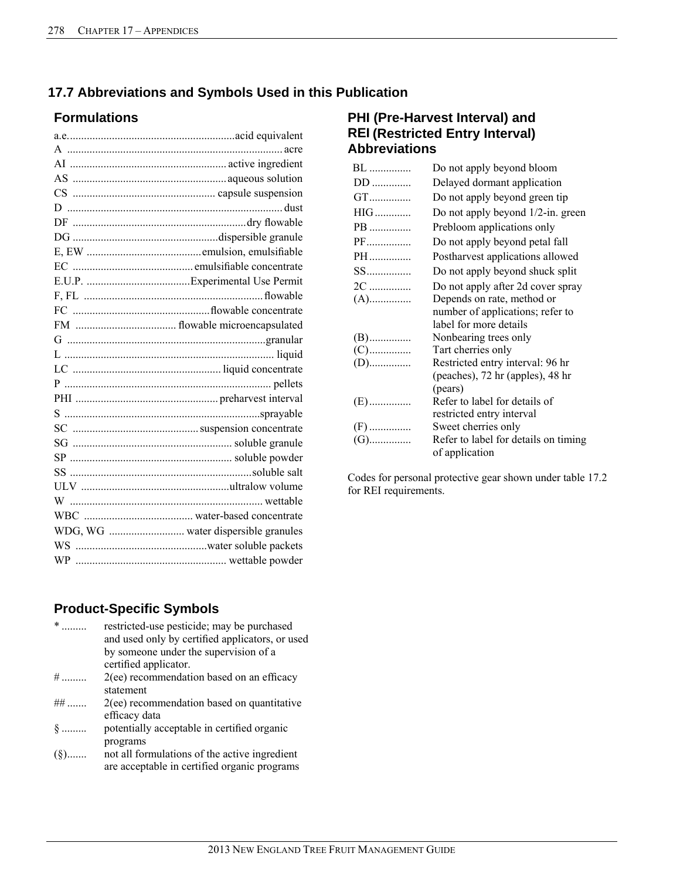## 17.7 Abbreviations and Symbols Used in this Publication

### Formulations

| | |
|---|---|
| a.e. | acid equivalent |
| A | acre |
| AI | active ingredient |
| AS | aqueous solution |
| CS | capsule suspension |
| D | dust |
| DF | dry flowable |
| DG | dispersible granule |
| E, EW | emulsion, emulsifiable |
| EC | emulsifiable concentrate |
| E.U.P. | Experimental Use Permit |
| F, FL | flowable |
| FC | flowable concentrate |
| FM | flowable microencapsulated |
| G | granular |
| L | liquid |
| LC | liquid concentrate |
| P | pellets |
| PHI | preharvest interval |
| S | sprayable |
| SC | suspension concentrate |
| SG | soluble granule |
| SP | soluble powder |
| SS | soluble salt |
| ULV | ultralow volume |
| W | wettable |
| WBC | water-based concentrate |
| WDG, WG | water dispersible granules |
| WS | water soluble packets |
| WP | wettable powder |

### Product-Specific Symbols

| | |
|---|---|
| * | restricted-use pesticide; may be purchased and used only by certified applicators, or used by someone under the supervision of a certified applicator. |
| # | 2(ee) recommendation based on an efficacy statement |
| ## | 2(ee) recommendation based on quantitative efficacy data |
| § | potentially acceptable in certified organic programs |
| (§) | not all formulations of the active ingredient are acceptable in certified organic programs |

### PHI (Pre-Harvest Interval) and REI (Restricted Entry Interval) Abbreviations

| | |
|---|---|
| BL | Do not apply beyond bloom |
| DD | Delayed dormant application |
| GT | Do not apply beyond green tip |
| HIG | Do not apply beyond 1/2-in. green |
| PB | Prebloom applications only |
| PF | Do not apply beyond petal fall |
| PH | Postharvest applications allowed |
| SS | Do not apply beyond shuck split |
| 2C | Do not apply after 2d cover spray |
| (A) | Depends on rate, method or number of applications; refer to label for more details |
| (B) | Nonbearing trees only |
| (C) | Tart cherries only |
| (D) | Restricted entry interval: 96 hr (peaches), 72 hr (apples), 48 hr (pears) |
| (E) | Refer to label for details of restricted entry interval |
| (F) | Sweet cherries only |
| (G) | Refer to label for details on timing of application |

Codes for personal protective gear shown under table 17.2 for REI requirements.